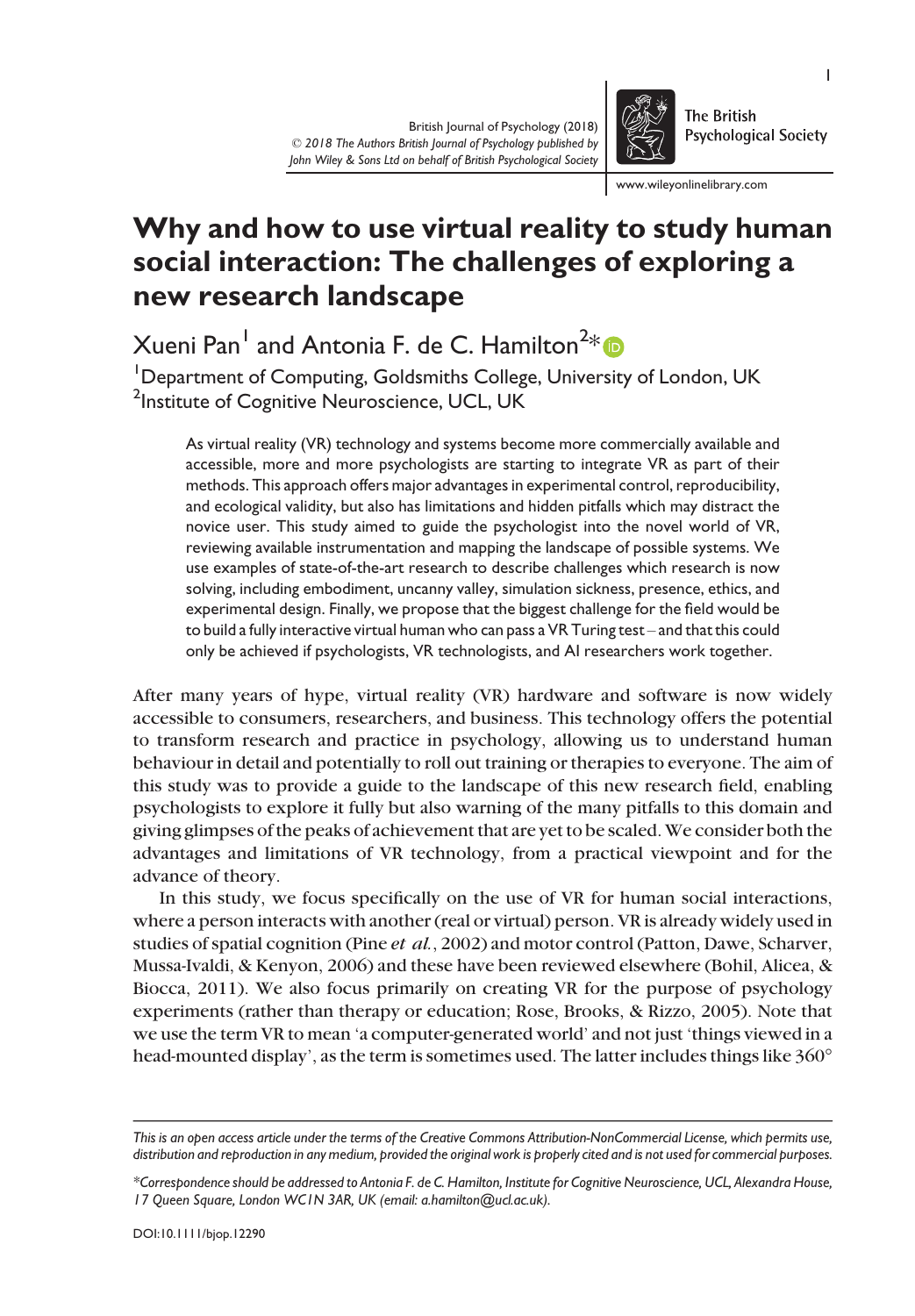# Why and how to use virtual reality to study human social interaction: The challenges of exploring a new research landscape

Xueni Pan[1] and Antonia F. de C. Hamilton[2]*

[1]Department of Computing, Goldsmiths College, University of London, UK
[2]Institute of Cognitive Neuroscience, UCL, UK

As virtual reality (VR) technology and systems become more commercially available and accessible, more and more psychologists are starting to integrate VR as part of their methods. This approach offers major advantages in experimental control, reproducibility, and ecological validity, but also has limitations and hidden pitfalls which may distract the novice user. This study aimed to guide the psychologist into the novel world of VR, reviewing available instrumentation and mapping the landscape of possible systems. We use examples of state-of-the-art research to describe challenges which research is now solving, including embodiment, uncanny valley, simulation sickness, presence, ethics, and experimental design. Finally, we propose that the biggest challenge for the field would be to build a fully interactive virtual human who can pass a VR Turing test – and that this could only be achieved if psychologists, VR technologists, and AI researchers work together.

After many years of hype, virtual reality (VR) hardware and software is now widely accessible to consumers, researchers, and business. This technology offers the potential to transform research and practice in psychology, allowing us to understand human behaviour in detail and potentially to roll out training or therapies to everyone. The aim of this study was to provide a guide to the landscape of this new research field, enabling psychologists to explore it fully but also warning of the many pitfalls to this domain and giving glimpses of the peaks of achievement that are yet to be scaled. We consider both the advantages and limitations of VR technology, from a practical viewpoint and for the advance of theory.

In this study, we focus specifically on the use of VR for human social interactions, where a person interacts with another (real or virtual) person. VR is already widely used in studies of spatial cognition (Pine *et al.*, 2002) and motor control (Patton, Dawe, Scharver, Mussa-Ivaldi, & Kenyon, 2006) and these have been reviewed elsewhere (Bohil, Alicea, & Biocca, 2011). We also focus primarily on creating VR for the purpose of psychology experiments (rather than therapy or education; Rose, Brooks, & Rizzo, 2005). Note that we use the term VR to mean 'a computer-generated world' and not just 'things viewed in a head-mounted display', as the term is sometimes used. The latter includes things like 360°

*This is an open access article under the terms of the Creative Commons Attribution-NonCommercial License, which permits use, distribution and reproduction in any medium, provided the original work is properly cited and is not used for commercial purposes.*

*\*Correspondence should be addressed to Antonia F. de C. Hamilton, Institute for Cognitive Neuroscience, UCL, Alexandra House, 17 Queen Square, London WC1N 3AR, UK (email: a.hamilton@ucl.ac.uk).*

DOI:10.1111/bjop.12290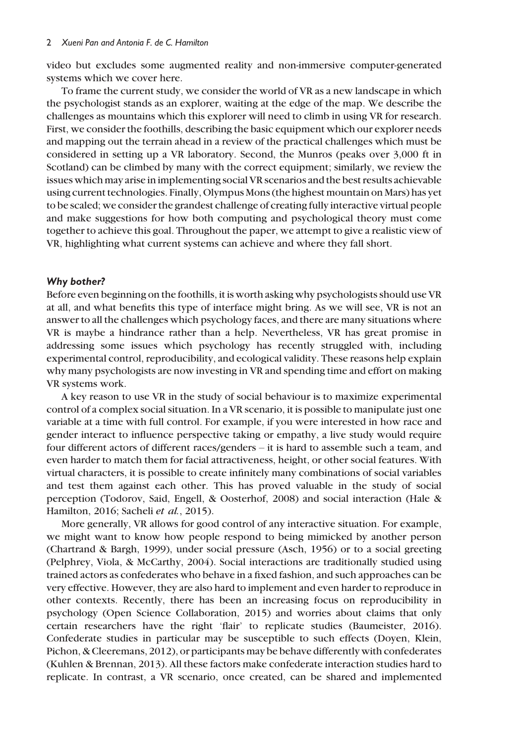video but excludes some augmented reality and non-immersive computer-generated systems which we cover here.

To frame the current study, we consider the world of VR as a new landscape in which the psychologist stands as an explorer, waiting at the edge of the map. We describe the challenges as mountains which this explorer will need to climb in using VR for research. First, we consider the foothills, describing the basic equipment which our explorer needs and mapping out the terrain ahead in a review of the practical challenges which must be considered in setting up a VR laboratory. Second, the Munros (peaks over 3,000 ft in Scotland) can be climbed by many with the correct equipment; similarly, we review the issues which may arise in implementing social VR scenarios and the best results achievable using current technologies. Finally, Olympus Mons (the highest mountain on Mars) has yet to be scaled; we consider the grandest challenge of creating fully interactive virtual people and make suggestions for how both computing and psychological theory must come together to achieve this goal. Throughout the paper, we attempt to give a realistic view of VR, highlighting what current systems can achieve and where they fall short.

### *Why bother?*

Before even beginning on the foothills, it is worth asking why psychologists should use VR at all, and what benefits this type of interface might bring. As we will see, VR is not an answer to all the challenges which psychology faces, and there are many situations where VR is maybe a hindrance rather than a help. Nevertheless, VR has great promise in addressing some issues which psychology has recently struggled with, including experimental control, reproducibility, and ecological validity. These reasons help explain why many psychologists are now investing in VR and spending time and effort on making VR systems work.

A key reason to use VR in the study of social behaviour is to maximize experimental control of a complex social situation. In a VR scenario, it is possible to manipulate just one variable at a time with full control. For example, if you were interested in how race and gender interact to influence perspective taking or empathy, a live study would require four different actors of different races/genders – it is hard to assemble such a team, and even harder to match them for facial attractiveness, height, or other social features. With virtual characters, it is possible to create infinitely many combinations of social variables and test them against each other. This has proved valuable in the study of social perception (Todorov, Said, Engell, & Oosterhof, 2008) and social interaction (Hale & Hamilton, 2016; Sacheli *et al.*, 2015).

More generally, VR allows for good control of any interactive situation. For example, we might want to know how people respond to being mimicked by another person (Chartrand & Bargh, 1999), under social pressure (Asch, 1956) or to a social greeting (Pelphrey, Viola, & McCarthy, 2004). Social interactions are traditionally studied using trained actors as confederates who behave in a fixed fashion, and such approaches can be very effective. However, they are also hard to implement and even harder to reproduce in other contexts. Recently, there has been an increasing focus on reproducibility in psychology (Open Science Collaboration, 2015) and worries about claims that only certain researchers have the right 'flair' to replicate studies (Baumeister, 2016). Confederate studies in particular may be susceptible to such effects (Doyen, Klein, Pichon, & Cleeremans, 2012), or participants may be behave differently with confederates (Kuhlen & Brennan, 2013). All these factors make confederate interaction studies hard to replicate. In contrast, a VR scenario, once created, can be shared and implemented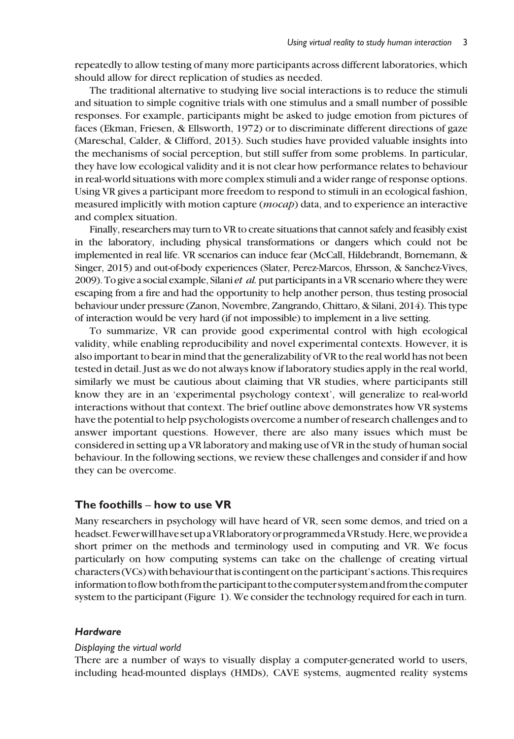repeatedly to allow testing of many more participants across different laboratories, which should allow for direct replication of studies as needed.

The traditional alternative to studying live social interactions is to reduce the stimuli and situation to simple cognitive trials with one stimulus and a small number of possible responses. For example, participants might be asked to judge emotion from pictures of faces (Ekman, Friesen, & Ellsworth, 1972) or to discriminate different directions of gaze (Mareschal, Calder, & Clifford, 2013). Such studies have provided valuable insights into the mechanisms of social perception, but still suffer from some problems. In particular, they have low ecological validity and it is not clear how performance relates to behaviour in real-world situations with more complex stimuli and a wider range of response options. Using VR gives a participant more freedom to respond to stimuli in an ecological fashion, measured implicitly with motion capture (*mocap*) data, and to experience an interactive and complex situation.

Finally, researchers may turn to VR to create situations that cannot safely and feasibly exist in the laboratory, including physical transformations or dangers which could not be implemented in real life. VR scenarios can induce fear (McCall, Hildebrandt, Bornemann, & Singer, 2015) and out-of-body experiences (Slater, Perez-Marcos, Ehrsson, & Sanchez-Vives, 2009). To give a social example, Silani *et al.* put participants in a VR scenario where they were escaping from a fire and had the opportunity to help another person, thus testing prosocial behaviour under pressure (Zanon, Novembre, Zangrando, Chittaro, & Silani, 2014). This type of interaction would be very hard (if not impossible) to implement in a live setting.

To summarize, VR can provide good experimental control with high ecological validity, while enabling reproducibility and novel experimental contexts. However, it is also important to bear in mind that the generalizability of VR to the real world has not been tested in detail. Just as we do not always know if laboratory studies apply in the real world, similarly we must be cautious about claiming that VR studies, where participants still know they are in an 'experimental psychology context', will generalize to real-world interactions without that context. The brief outline above demonstrates how VR systems have the potential to help psychologists overcome a number of research challenges and to answer important questions. However, there are also many issues which must be considered in setting up a VR laboratory and making use of VR in the study of human social behaviour. In the following sections, we review these challenges and consider if and how they can be overcome.

## The foothills – how to use VR

Many researchers in psychology will have heard of VR, seen some demos, and tried on a headset. Fewer will have set up a VR laboratory or programmed a VR study. Here, we provide a short primer on the methods and terminology used in computing and VR. We focus particularly on how computing systems can take on the challenge of creating virtual characters (VCs) with behaviour that is contingent on the participant's actions. This requires information to flow both from the participant to the computer system and from the computer system to the participant (Figure 1). We consider the technology required for each in turn.

### *Hardware*

#### *Displaying the virtual world*

There are a number of ways to visually display a computer-generated world to users, including head-mounted displays (HMDs), CAVE systems, augmented reality systems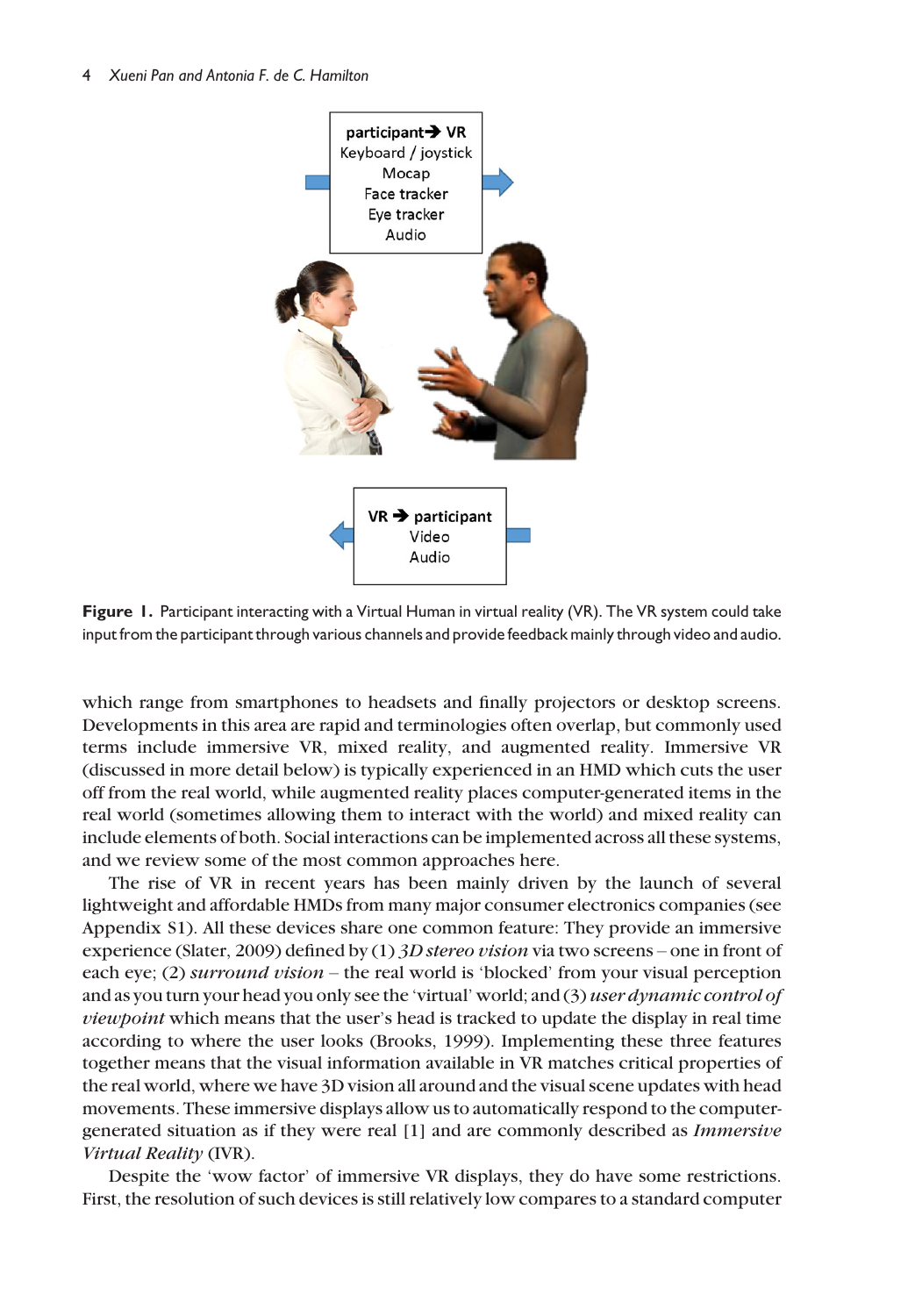participant➔ VR
Keyboard / joystick
Mocap
Face tracker
Eye tracker
Audio

VR ➔ participant
Video
Audio

**Figure 1.** Participant interacting with a Virtual Human in virtual reality (VR). The VR system could take input from the participant through various channels and provide feedback mainly through video and audio.

which range from smartphones to headsets and finally projectors or desktop screens. Developments in this area are rapid and terminologies often overlap, but commonly used terms include immersive VR, mixed reality, and augmented reality. Immersive VR (discussed in more detail below) is typically experienced in an HMD which cuts the user off from the real world, while augmented reality places computer-generated items in the real world (sometimes allowing them to interact with the world) and mixed reality can include elements of both. Social interactions can be implemented across all these systems, and we review some of the most common approaches here.

The rise of VR in recent years has been mainly driven by the launch of several lightweight and affordable HMDs from many major consumer electronics companies (see Appendix S1). All these devices share one common feature: They provide an immersive experience (Slater, 2009) defined by (1) *3D stereo vision* via two screens – one in front of each eye; (2) *surround vision* – the real world is 'blocked' from your visual perception and as you turn your head you only see the 'virtual' world; and (3) *user dynamic control of viewpoint* which means that the user's head is tracked to update the display in real time according to where the user looks (Brooks, 1999). Implementing these three features together means that the visual information available in VR matches critical properties of the real world, where we have 3D vision all around and the visual scene updates with head movements. These immersive displays allow us to automatically respond to the computer-generated situation as if they were real [1] and are commonly described as *Immersive Virtual Reality* (IVR).

Despite the 'wow factor' of immersive VR displays, they do have some restrictions. First, the resolution of such devices is still relatively low compares to a standard computer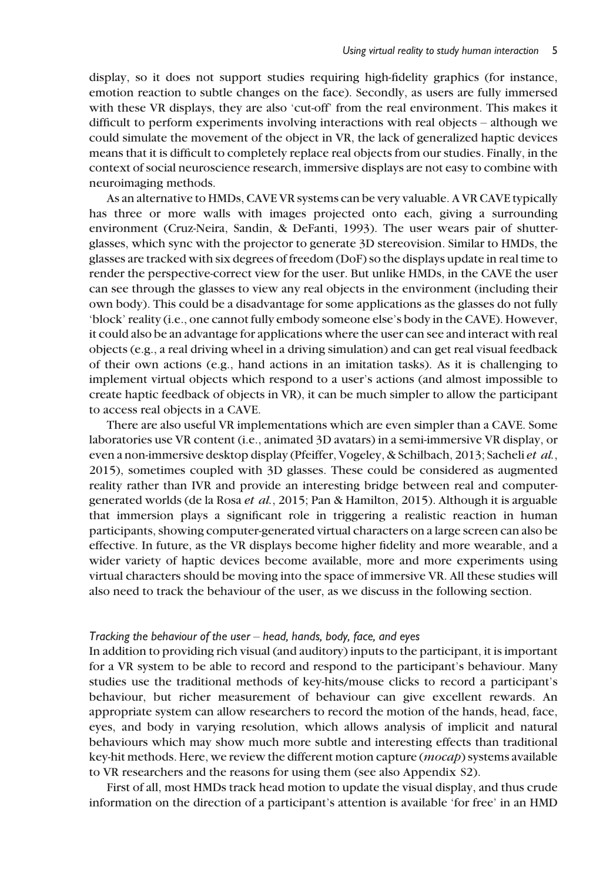display, so it does not support studies requiring high-fidelity graphics (for instance, emotion reaction to subtle changes on the face). Secondly, as users are fully immersed with these VR displays, they are also 'cut-off' from the real environment. This makes it difficult to perform experiments involving interactions with real objects – although we could simulate the movement of the object in VR, the lack of generalized haptic devices means that it is difficult to completely replace real objects from our studies. Finally, in the context of social neuroscience research, immersive displays are not easy to combine with neuroimaging methods.

As an alternative to HMDs, CAVE VR systems can be very valuable. A VR CAVE typically has three or more walls with images projected onto each, giving a surrounding environment (Cruz-Neira, Sandin, & DeFanti, 1993). The user wears pair of shutter-glasses, which sync with the projector to generate 3D stereovision. Similar to HMDs, the glasses are tracked with six degrees of freedom (DoF) so the displays update in real time to render the perspective-correct view for the user. But unlike HMDs, in the CAVE the user can see through the glasses to view any real objects in the environment (including their own body). This could be a disadvantage for some applications as the glasses do not fully 'block' reality (i.e., one cannot fully embody someone else's body in the CAVE). However, it could also be an advantage for applications where the user can see and interact with real objects (e.g., a real driving wheel in a driving simulation) and can get real visual feedback of their own actions (e.g., hand actions in an imitation tasks). As it is challenging to implement virtual objects which respond to a user's actions (and almost impossible to create haptic feedback of objects in VR), it can be much simpler to allow the participant to access real objects in a CAVE.

There are also useful VR implementations which are even simpler than a CAVE. Some laboratories use VR content (i.e., animated 3D avatars) in a semi-immersive VR display, or even a non-immersive desktop display (Pfeiffer, Vogeley, & Schilbach, 2013; Sacheli *et al.*, 2015), sometimes coupled with 3D glasses. These could be considered as augmented reality rather than IVR and provide an interesting bridge between real and computer-generated worlds (de la Rosa *et al.*, 2015; Pan & Hamilton, 2015). Although it is arguable that immersion plays a significant role in triggering a realistic reaction in human participants, showing computer-generated virtual characters on a large screen can also be effective. In future, as the VR displays become higher fidelity and more wearable, and a wider variety of haptic devices become available, more and more experiments using virtual characters should be moving into the space of immersive VR. All these studies will also need to track the behaviour of the user, as we discuss in the following section.

### *Tracking the behaviour of the user – head, hands, body, face, and eyes*

In addition to providing rich visual (and auditory) inputs to the participant, it is important for a VR system to be able to record and respond to the participant's behaviour. Many studies use the traditional methods of key-hits/mouse clicks to record a participant's behaviour, but richer measurement of behaviour can give excellent rewards. An appropriate system can allow researchers to record the motion of the hands, head, face, eyes, and body in varying resolution, which allows analysis of implicit and natural behaviours which may show much more subtle and interesting effects than traditional key-hit methods. Here, we review the different motion capture (*mocap*) systems available to VR researchers and the reasons for using them (see also Appendix S2).

First of all, most HMDs track head motion to update the visual display, and thus crude information on the direction of a participant's attention is available 'for free' in an HMD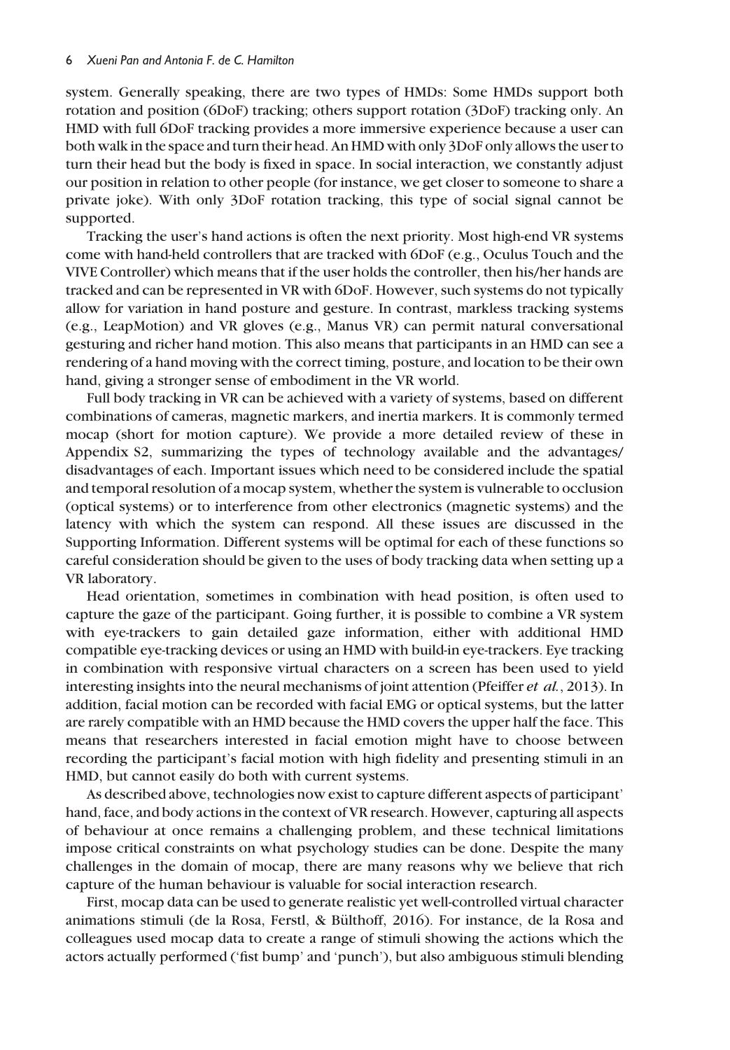system. Generally speaking, there are two types of HMDs: Some HMDs support both rotation and position (6DoF) tracking; others support rotation (3DoF) tracking only. An HMD with full 6DoF tracking provides a more immersive experience because a user can both walk in the space and turn their head. An HMD with only 3DoF only allows the user to turn their head but the body is fixed in space. In social interaction, we constantly adjust our position in relation to other people (for instance, we get closer to someone to share a private joke). With only 3DoF rotation tracking, this type of social signal cannot be supported.

Tracking the user's hand actions is often the next priority. Most high-end VR systems come with hand-held controllers that are tracked with 6DoF (e.g., Oculus Touch and the VIVE Controller) which means that if the user holds the controller, then his/her hands are tracked and can be represented in VR with 6DoF. However, such systems do not typically allow for variation in hand posture and gesture. In contrast, markless tracking systems (e.g., LeapMotion) and VR gloves (e.g., Manus VR) can permit natural conversational gesturing and richer hand motion. This also means that participants in an HMD can see a rendering of a hand moving with the correct timing, posture, and location to be their own hand, giving a stronger sense of embodiment in the VR world.

Full body tracking in VR can be achieved with a variety of systems, based on different combinations of cameras, magnetic markers, and inertia markers. It is commonly termed mocap (short for motion capture). We provide a more detailed review of these in Appendix S2, summarizing the types of technology available and the advantages/disadvantages of each. Important issues which need to be considered include the spatial and temporal resolution of a mocap system, whether the system is vulnerable to occlusion (optical systems) or to interference from other electronics (magnetic systems) and the latency with which the system can respond. All these issues are discussed in the Supporting Information. Different systems will be optimal for each of these functions so careful consideration should be given to the uses of body tracking data when setting up a VR laboratory.

Head orientation, sometimes in combination with head position, is often used to capture the gaze of the participant. Going further, it is possible to combine a VR system with eye-trackers to gain detailed gaze information, either with additional HMD compatible eye-tracking devices or using an HMD with build-in eye-trackers. Eye tracking in combination with responsive virtual characters on a screen has been used to yield interesting insights into the neural mechanisms of joint attention (Pfeiffer *et al.*, 2013). In addition, facial motion can be recorded with facial EMG or optical systems, but the latter are rarely compatible with an HMD because the HMD covers the upper half the face. This means that researchers interested in facial emotion might have to choose between recording the participant's facial motion with high fidelity and presenting stimuli in an HMD, but cannot easily do both with current systems.

As described above, technologies now exist to capture different aspects of participant' hand, face, and body actions in the context of VR research. However, capturing all aspects of behaviour at once remains a challenging problem, and these technical limitations impose critical constraints on what psychology studies can be done. Despite the many challenges in the domain of mocap, there are many reasons why we believe that rich capture of the human behaviour is valuable for social interaction research.

First, mocap data can be used to generate realistic yet well-controlled virtual character animations stimuli (de la Rosa, Ferstl, & Bülthoff, 2016). For instance, de la Rosa and colleagues used mocap data to create a range of stimuli showing the actions which the actors actually performed ('fist bump' and 'punch'), but also ambiguous stimuli blending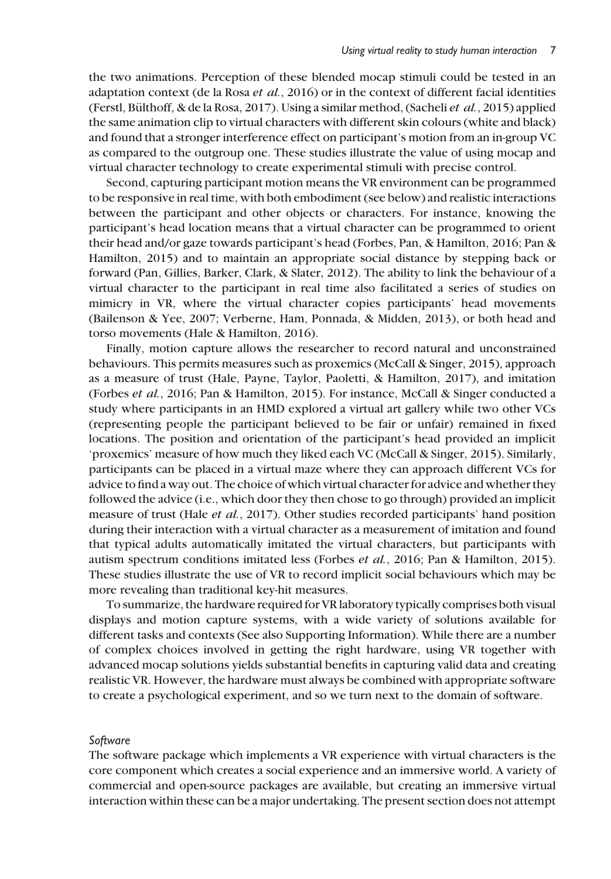the two animations. Perception of these blended mocap stimuli could be tested in an adaptation context (de la Rosa *et al.*, 2016) or in the context of different facial identities (Ferstl, Bülthoff, & de la Rosa, 2017). Using a similar method, (Sacheli *et al.*, 2015) applied the same animation clip to virtual characters with different skin colours (white and black) and found that a stronger interference effect on participant's motion from an in-group VC as compared to the outgroup one. These studies illustrate the value of using mocap and virtual character technology to create experimental stimuli with precise control.

Second, capturing participant motion means the VR environment can be programmed to be responsive in real time, with both embodiment (see below) and realistic interactions between the participant and other objects or characters. For instance, knowing the participant's head location means that a virtual character can be programmed to orient their head and/or gaze towards participant's head (Forbes, Pan, & Hamilton, 2016; Pan & Hamilton, 2015) and to maintain an appropriate social distance by stepping back or forward (Pan, Gillies, Barker, Clark, & Slater, 2012). The ability to link the behaviour of a virtual character to the participant in real time also facilitated a series of studies on mimicry in VR, where the virtual character copies participants' head movements (Bailenson & Yee, 2007; Verberne, Ham, Ponnada, & Midden, 2013), or both head and torso movements (Hale & Hamilton, 2016).

Finally, motion capture allows the researcher to record natural and unconstrained behaviours. This permits measures such as proxemics (McCall & Singer, 2015), approach as a measure of trust (Hale, Payne, Taylor, Paoletti, & Hamilton, 2017), and imitation (Forbes *et al.*, 2016; Pan & Hamilton, 2015). For instance, McCall & Singer conducted a study where participants in an HMD explored a virtual art gallery while two other VCs (representing people the participant believed to be fair or unfair) remained in fixed locations. The position and orientation of the participant's head provided an implicit 'proxemics' measure of how much they liked each VC (McCall & Singer, 2015). Similarly, participants can be placed in a virtual maze where they can approach different VCs for advice to find a way out. The choice of which virtual character for advice and whether they followed the advice (i.e., which door they then chose to go through) provided an implicit measure of trust (Hale *et al.*, 2017). Other studies recorded participants' hand position during their interaction with a virtual character as a measurement of imitation and found that typical adults automatically imitated the virtual characters, but participants with autism spectrum conditions imitated less (Forbes *et al.*, 2016; Pan & Hamilton, 2015). These studies illustrate the use of VR to record implicit social behaviours which may be more revealing than traditional key-hit measures.

To summarize, the hardware required for VR laboratory typically comprises both visual displays and motion capture systems, with a wide variety of solutions available for different tasks and contexts (See also Supporting Information). While there are a number of complex choices involved in getting the right hardware, using VR together with advanced mocap solutions yields substantial benefits in capturing valid data and creating realistic VR. However, the hardware must always be combined with appropriate software to create a psychological experiment, and so we turn next to the domain of software.

### *Software*

The software package which implements a VR experience with virtual characters is the core component which creates a social experience and an immersive world. A variety of commercial and open-source packages are available, but creating an immersive virtual interaction within these can be a major undertaking. The present section does not attempt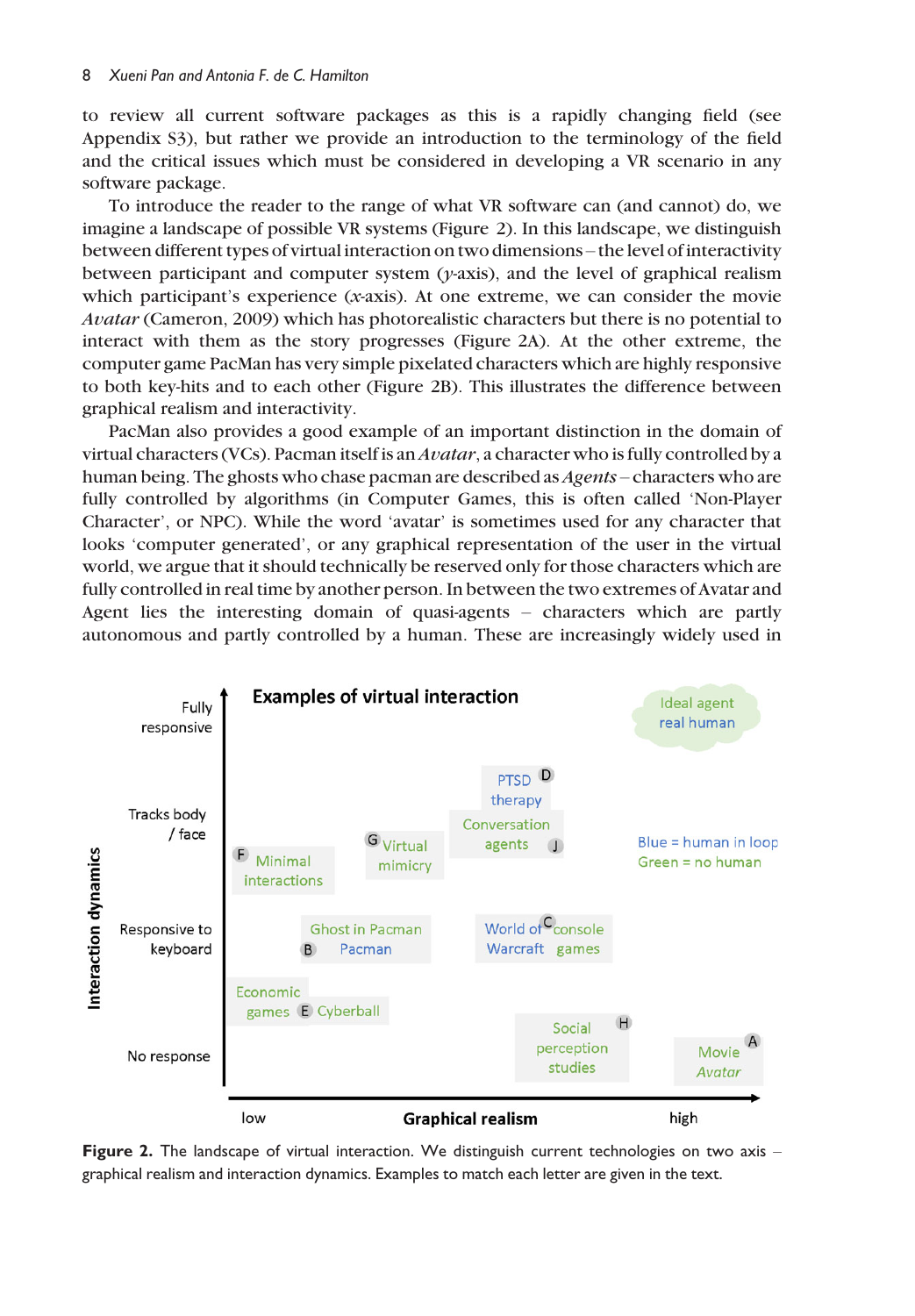to review all current software packages as this is a rapidly changing field (see Appendix S3), but rather we provide an introduction to the terminology of the field and the critical issues which must be considered in developing a VR scenario in any software package.

To introduce the reader to the range of what VR software can (and cannot) do, we imagine a landscape of possible VR systems (Figure 2). In this landscape, we distinguish between different types of virtual interaction on two dimensions – the level of interactivity between participant and computer system ($y$-axis), and the level of graphical realism which participant's experience ($x$-axis). At one extreme, we can consider the movie *Avatar* (Cameron, 2009) which has photorealistic characters but there is no potential to interact with them as the story progresses (Figure 2A). At the other extreme, the computer game PacMan has very simple pixelated characters which are highly responsive to both key-hits and to each other (Figure 2B). This illustrates the difference between graphical realism and interactivity.

PacMan also provides a good example of an important distinction in the domain of virtual characters (VCs). Pacman itself is an *Avatar*, a character who is fully controlled by a human being. The ghosts who chase pacman are described as *Agents* – characters who are fully controlled by algorithms (in Computer Games, this is often called 'Non-Player Character', or NPC). While the word 'avatar' is sometimes used for any character that looks 'computer generated', or any graphical representation of the user in the virtual world, we argue that it should technically be reserved only for those characters which are fully controlled in real time by another person. In between the two extremes of Avatar and Agent lies the interesting domain of quasi-agents – characters which are partly autonomous and partly controlled by a human. These are increasingly widely used in

**Figure 2.** The landscape of virtual interaction. We distinguish current technologies on two axis – graphical realism and interaction dynamics. Examples to match each letter are given in the text.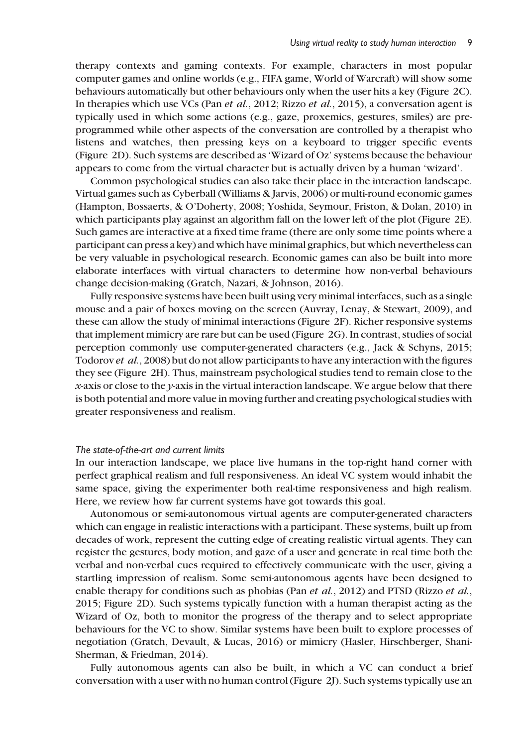therapy contexts and gaming contexts. For example, characters in most popular computer games and online worlds (e.g., FIFA game, World of Warcraft) will show some behaviours automatically but other behaviours only when the user hits a key (Figure 2C). In therapies which use VCs (Pan *et al.*, 2012; Rizzo *et al.*, 2015), a conversation agent is typically used in which some actions (e.g., gaze, proxemics, gestures, smiles) are pre-programmed while other aspects of the conversation are controlled by a therapist who listens and watches, then pressing keys on a keyboard to trigger specific events (Figure 2D). Such systems are described as 'Wizard of Oz' systems because the behaviour appears to come from the virtual character but is actually driven by a human 'wizard'.

Common psychological studies can also take their place in the interaction landscape. Virtual games such as Cyberball (Williams & Jarvis, 2006) or multi-round economic games (Hampton, Bossaerts, & O'Doherty, 2008; Yoshida, Seymour, Friston, & Dolan, 2010) in which participants play against an algorithm fall on the lower left of the plot (Figure 2E). Such games are interactive at a fixed time frame (there are only some time points where a participant can press a key) and which have minimal graphics, but which nevertheless can be very valuable in psychological research. Economic games can also be built into more elaborate interfaces with virtual characters to determine how non-verbal behaviours change decision-making (Gratch, Nazari, & Johnson, 2016).

Fully responsive systems have been built using very minimal interfaces, such as a single mouse and a pair of boxes moving on the screen (Auvray, Lenay, & Stewart, 2009), and these can allow the study of minimal interactions (Figure 2F). Richer responsive systems that implement mimicry are rare but can be used (Figure 2G). In contrast, studies of social perception commonly use computer-generated characters (e.g., Jack & Schyns, 2015; Todorov *et al.*, 2008) but do not allow participants to have any interaction with the figures they see (Figure 2H). Thus, mainstream psychological studies tend to remain close to the $x$-axis or close to the $y$-axis in the virtual interaction landscape. We argue below that there is both potential and more value in moving further and creating psychological studies with greater responsiveness and realism.

### *The state-of-the-art and current limits*

In our interaction landscape, we place live humans in the top-right hand corner with perfect graphical realism and full responsiveness. An ideal VC system would inhabit the same space, giving the experimenter both real-time responsiveness and high realism. Here, we review how far current systems have got towards this goal.

Autonomous or semi-autonomous virtual agents are computer-generated characters which can engage in realistic interactions with a participant. These systems, built up from decades of work, represent the cutting edge of creating realistic virtual agents. They can register the gestures, body motion, and gaze of a user and generate in real time both the verbal and non-verbal cues required to effectively communicate with the user, giving a startling impression of realism. Some semi-autonomous agents have been designed to enable therapy for conditions such as phobias (Pan *et al.*, 2012) and PTSD (Rizzo *et al.*, 2015; Figure 2D). Such systems typically function with a human therapist acting as the Wizard of Oz, both to monitor the progress of the therapy and to select appropriate behaviours for the VC to show. Similar systems have been built to explore processes of negotiation (Gratch, Devault, & Lucas, 2016) or mimicry (Hasler, Hirschberger, Shani-Sherman, & Friedman, 2014).

Fully autonomous agents can also be built, in which a VC can conduct a brief conversation with a user with no human control (Figure 2J). Such systems typically use an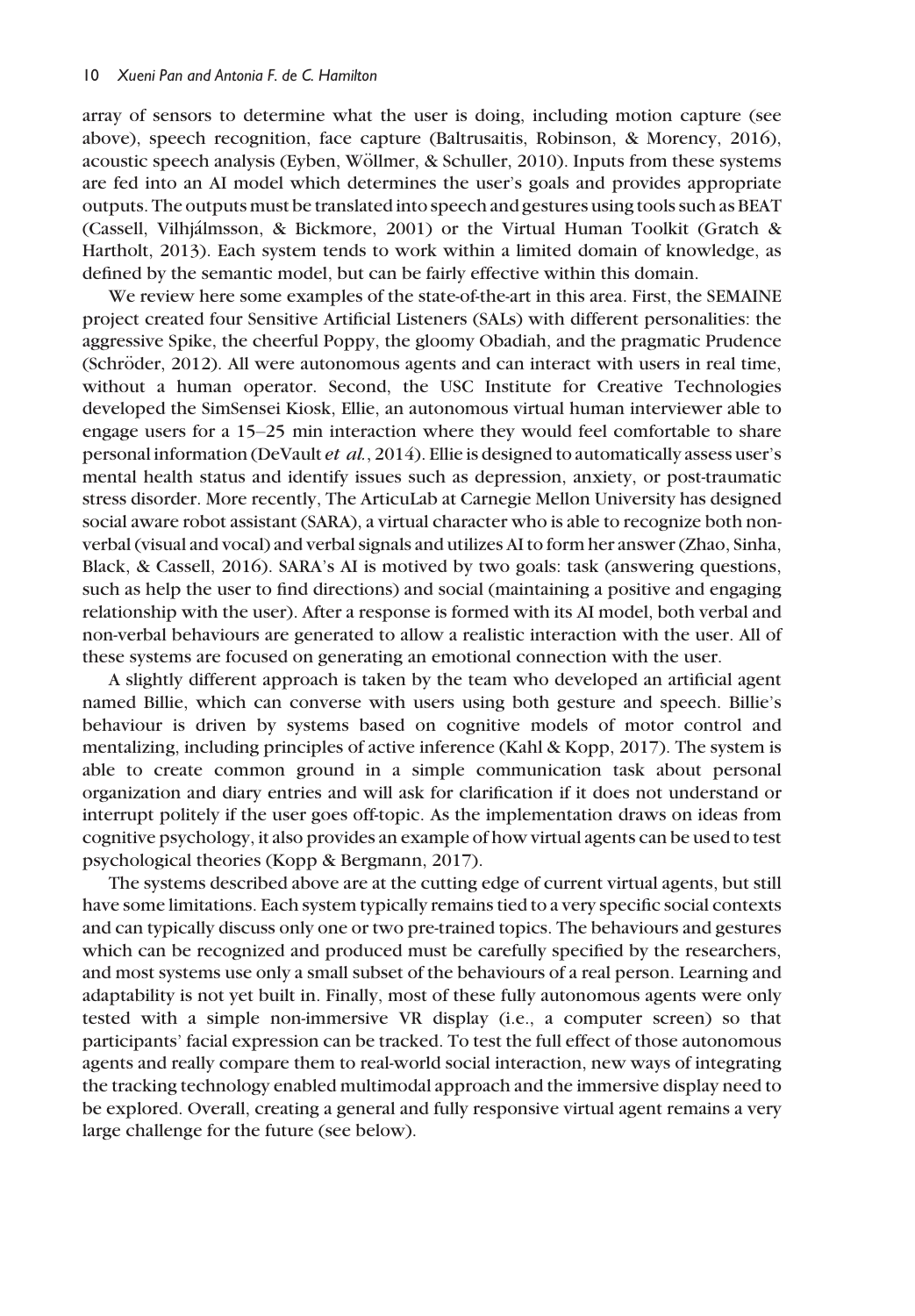array of sensors to determine what the user is doing, including motion capture (see above), speech recognition, face capture (Baltrusaitis, Robinson, & Morency, 2016), acoustic speech analysis (Eyben, Wöllmer, & Schuller, 2010). Inputs from these systems are fed into an AI model which determines the user's goals and provides appropriate outputs. The outputs must be translated into speech and gestures using tools such as BEAT (Cassell, Vilhjálmsson, & Bickmore, 2001) or the Virtual Human Toolkit (Gratch & Hartholt, 2013). Each system tends to work within a limited domain of knowledge, as defined by the semantic model, but can be fairly effective within this domain.

We review here some examples of the state-of-the-art in this area. First, the SEMAINE project created four Sensitive Artificial Listeners (SALs) with different personalities: the aggressive Spike, the cheerful Poppy, the gloomy Obadiah, and the pragmatic Prudence (Schröder, 2012). All were autonomous agents and can interact with users in real time, without a human operator. Second, the USC Institute for Creative Technologies developed the SimSensei Kiosk, Ellie, an autonomous virtual human interviewer able to engage users for a 15–25 min interaction where they would feel comfortable to share personal information (DeVault *et al.*, 2014). Ellie is designed to automatically assess user's mental health status and identify issues such as depression, anxiety, or post-traumatic stress disorder. More recently, The ArticuLab at Carnegie Mellon University has designed social aware robot assistant (SARA), a virtual character who is able to recognize both non-verbal (visual and vocal) and verbal signals and utilizes AI to form her answer (Zhao, Sinha, Black, & Cassell, 2016). SARA's AI is motived by two goals: task (answering questions, such as help the user to find directions) and social (maintaining a positive and engaging relationship with the user). After a response is formed with its AI model, both verbal and non-verbal behaviours are generated to allow a realistic interaction with the user. All of these systems are focused on generating an emotional connection with the user.

A slightly different approach is taken by the team who developed an artificial agent named Billie, which can converse with users using both gesture and speech. Billie's behaviour is driven by systems based on cognitive models of motor control and mentalizing, including principles of active inference (Kahl & Kopp, 2017). The system is able to create common ground in a simple communication task about personal organization and diary entries and will ask for clarification if it does not understand or interrupt politely if the user goes off-topic. As the implementation draws on ideas from cognitive psychology, it also provides an example of how virtual agents can be used to test psychological theories (Kopp & Bergmann, 2017).

The systems described above are at the cutting edge of current virtual agents, but still have some limitations. Each system typically remains tied to a very specific social contexts and can typically discuss only one or two pre-trained topics. The behaviours and gestures which can be recognized and produced must be carefully specified by the researchers, and most systems use only a small subset of the behaviours of a real person. Learning and adaptability is not yet built in. Finally, most of these fully autonomous agents were only tested with a simple non-immersive VR display (i.e., a computer screen) so that participants' facial expression can be tracked. To test the full effect of those autonomous agents and really compare them to real-world social interaction, new ways of integrating the tracking technology enabled multimodal approach and the immersive display need to be explored. Overall, creating a general and fully responsive virtual agent remains a very large challenge for the future (see below).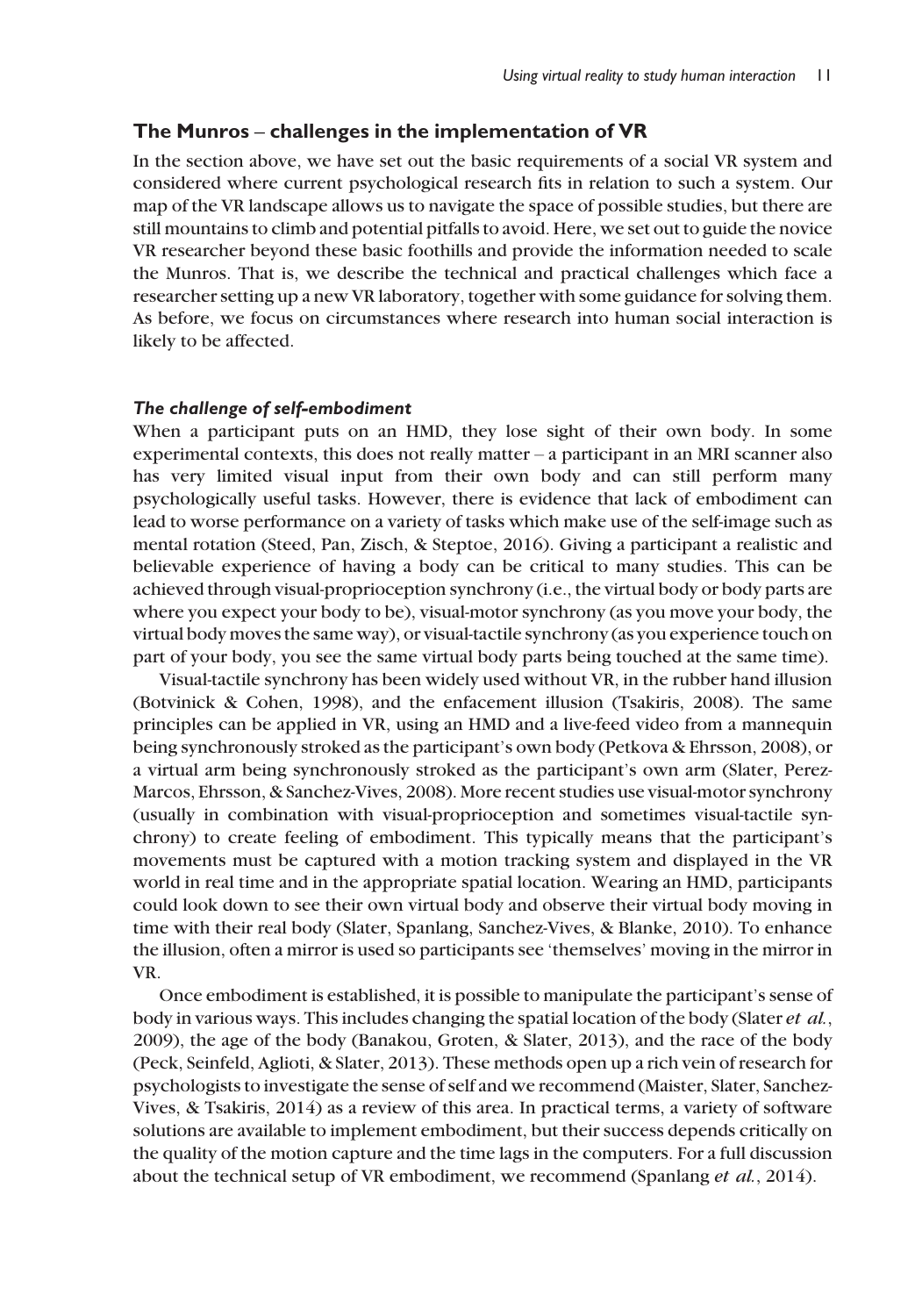## The Munros – challenges in the implementation of VR

In the section above, we have set out the basic requirements of a social VR system and considered where current psychological research fits in relation to such a system. Our map of the VR landscape allows us to navigate the space of possible studies, but there are still mountains to climb and potential pitfalls to avoid. Here, we set out to guide the novice VR researcher beyond these basic foothills and provide the information needed to scale the Munros. That is, we describe the technical and practical challenges which face a researcher setting up a new VR laboratory, together with some guidance for solving them. As before, we focus on circumstances where research into human social interaction is likely to be affected.

### *The challenge of self-embodiment*

When a participant puts on an HMD, they lose sight of their own body. In some experimental contexts, this does not really matter – a participant in an MRI scanner also has very limited visual input from their own body and can still perform many psychologically useful tasks. However, there is evidence that lack of embodiment can lead to worse performance on a variety of tasks which make use of the self-image such as mental rotation (Steed, Pan, Zisch, & Steptoe, 2016). Giving a participant a realistic and believable experience of having a body can be critical to many studies. This can be achieved through visual-proprioception synchrony (i.e., the virtual body or body parts are where you expect your body to be), visual-motor synchrony (as you move your body, the virtual body moves the same way), or visual-tactile synchrony (as you experience touch on part of your body, you see the same virtual body parts being touched at the same time).

Visual-tactile synchrony has been widely used without VR, in the rubber hand illusion (Botvinick & Cohen, 1998), and the enfacement illusion (Tsakiris, 2008). The same principles can be applied in VR, using an HMD and a live-feed video from a mannequin being synchronously stroked as the participant's own body (Petkova & Ehrsson, 2008), or a virtual arm being synchronously stroked as the participant's own arm (Slater, Perez-Marcos, Ehrsson, & Sanchez-Vives, 2008). More recent studies use visual-motor synchrony (usually in combination with visual-proprioception and sometimes visual-tactile synchrony) to create feeling of embodiment. This typically means that the participant's movements must be captured with a motion tracking system and displayed in the VR world in real time and in the appropriate spatial location. Wearing an HMD, participants could look down to see their own virtual body and observe their virtual body moving in time with their real body (Slater, Spanlang, Sanchez-Vives, & Blanke, 2010). To enhance the illusion, often a mirror is used so participants see 'themselves' moving in the mirror in VR.

Once embodiment is established, it is possible to manipulate the participant's sense of body in various ways. This includes changing the spatial location of the body (Slater *et al.*, 2009), the age of the body (Banakou, Groten, & Slater, 2013), and the race of the body (Peck, Seinfeld, Aglioti, & Slater, 2013). These methods open up a rich vein of research for psychologists to investigate the sense of self and we recommend (Maister, Slater, Sanchez-Vives, & Tsakiris, 2014) as a review of this area. In practical terms, a variety of software solutions are available to implement embodiment, but their success depends critically on the quality of the motion capture and the time lags in the computers. For a full discussion about the technical setup of VR embodiment, we recommend (Spanlang *et al.*, 2014).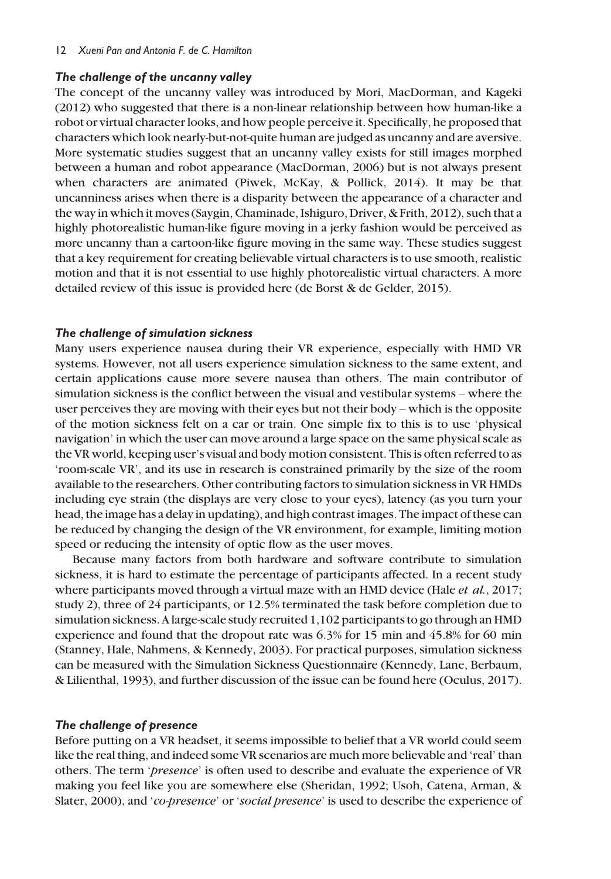### *The challenge of the uncanny valley*

The concept of the uncanny valley was introduced by Mori, MacDorman, and Kageki (2012) who suggested that there is a non-linear relationship between how human-like a robot or virtual character looks, and how people perceive it. Specifically, he proposed that characters which look nearly-but-not-quite human are judged as uncanny and are aversive. More systematic studies suggest that an uncanny valley exists for still images morphed between a human and robot appearance (MacDorman, 2006) but is not always present when characters are animated (Piwek, McKay, & Pollick, 2014). It may be that uncanniness arises when there is a disparity between the appearance of a character and the way in which it moves (Saygin, Chaminade, Ishiguro, Driver, & Frith, 2012), such that a highly photorealistic human-like figure moving in a jerky fashion would be perceived as more uncanny than a cartoon-like figure moving in the same way. These studies suggest that a key requirement for creating believable virtual characters is to use smooth, realistic motion and that it is not essential to use highly photorealistic virtual characters. A more detailed review of this issue is provided here (de Borst & de Gelder, 2015).

### *The challenge of simulation sickness*

Many users experience nausea during their VR experience, especially with HMD VR systems. However, not all users experience simulation sickness to the same extent, and certain applications cause more severe nausea than others. The main contributor of simulation sickness is the conflict between the visual and vestibular systems – where the user perceives they are moving with their eyes but not their body – which is the opposite of the motion sickness felt on a car or train. One simple fix to this is to use 'physical navigation' in which the user can move around a large space on the same physical scale as the VR world, keeping user's visual and body motion consistent. This is often referred to as 'room-scale VR', and its use in research is constrained primarily by the size of the room available to the researchers. Other contributing factors to simulation sickness in VR HMDs including eye strain (the displays are very close to your eyes), latency (as you turn your head, the image has a delay in updating), and high contrast images. The impact of these can be reduced by changing the design of the VR environment, for example, limiting motion speed or reducing the intensity of optic flow as the user moves.

Because many factors from both hardware and software contribute to simulation sickness, it is hard to estimate the percentage of participants affected. In a recent study where participants moved through a virtual maze with an HMD device (Hale *et al.*, 2017; study 2), three of 24 participants, or 12.5% terminated the task before completion due to simulation sickness. A large-scale study recruited 1,102 participants to go through an HMD experience and found that the dropout rate was 6.3% for 15 min and 45.8% for 60 min (Stanney, Hale, Nahmens, & Kennedy, 2003). For practical purposes, simulation sickness can be measured with the Simulation Sickness Questionnaire (Kennedy, Lane, Berbaum, & Lilienthal, 1993), and further discussion of the issue can be found here (Oculus, 2017).

### *The challenge of presence*

Before putting on a VR headset, it seems impossible to belief that a VR world could seem like the real thing, and indeed some VR scenarios are much more believable and 'real' than others. The term '*presence*' is often used to describe and evaluate the experience of VR making you feel like you are somewhere else (Sheridan, 1992; Usoh, Catena, Arman, & Slater, 2000), and '*co-presence*' or '*social presence*' is used to describe the experience of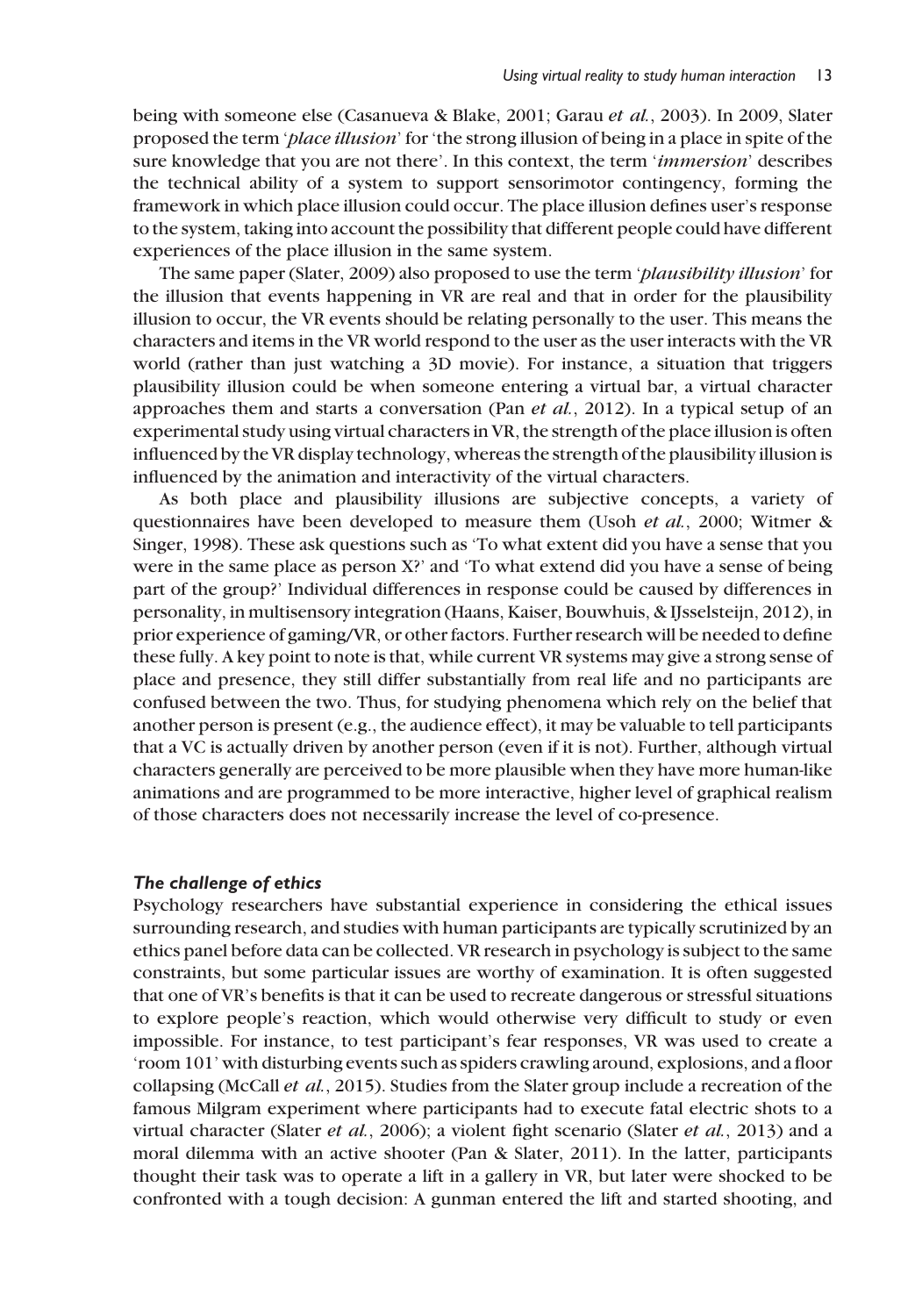being with someone else (Casanueva & Blake, 2001; Garau *et al.*, 2003). In 2009, Slater proposed the term '*place illusion*' for 'the strong illusion of being in a place in spite of the sure knowledge that you are not there'. In this context, the term '*immersion*' describes the technical ability of a system to support sensorimotor contingency, forming the framework in which place illusion could occur. The place illusion defines user's response to the system, taking into account the possibility that different people could have different experiences of the place illusion in the same system.

The same paper (Slater, 2009) also proposed to use the term '*plausibility illusion*' for the illusion that events happening in VR are real and that in order for the plausibility illusion to occur, the VR events should be relating personally to the user. This means the characters and items in the VR world respond to the user as the user interacts with the VR world (rather than just watching a 3D movie). For instance, a situation that triggers plausibility illusion could be when someone entering a virtual bar, a virtual character approaches them and starts a conversation (Pan *et al.*, 2012). In a typical setup of an experimental study using virtual characters in VR, the strength of the place illusion is often influenced by the VR display technology, whereas the strength of the plausibility illusion is influenced by the animation and interactivity of the virtual characters.

As both place and plausibility illusions are subjective concepts, a variety of questionnaires have been developed to measure them (Usoh *et al.*, 2000; Witmer & Singer, 1998). These ask questions such as 'To what extent did you have a sense that you were in the same place as person X?' and 'To what extend did you have a sense of being part of the group?' Individual differences in response could be caused by differences in personality, in multisensory integration (Haans, Kaiser, Bouwhuis, & IJsselsteijn, 2012), in prior experience of gaming/VR, or other factors. Further research will be needed to define these fully. A key point to note is that, while current VR systems may give a strong sense of place and presence, they still differ substantially from real life and no participants are confused between the two. Thus, for studying phenomena which rely on the belief that another person is present (e.g., the audience effect), it may be valuable to tell participants that a VC is actually driven by another person (even if it is not). Further, although virtual characters generally are perceived to be more plausible when they have more human-like animations and are programmed to be more interactive, higher level of graphical realism of those characters does not necessarily increase the level of co-presence.

### *The challenge of ethics*

Psychology researchers have substantial experience in considering the ethical issues surrounding research, and studies with human participants are typically scrutinized by an ethics panel before data can be collected. VR research in psychology is subject to the same constraints, but some particular issues are worthy of examination. It is often suggested that one of VR's benefits is that it can be used to recreate dangerous or stressful situations to explore people's reaction, which would otherwise very difficult to study or even impossible. For instance, to test participant's fear responses, VR was used to create a 'room 101' with disturbing events such as spiders crawling around, explosions, and a floor collapsing (McCall *et al.*, 2015). Studies from the Slater group include a recreation of the famous Milgram experiment where participants had to execute fatal electric shots to a virtual character (Slater *et al.*, 2006); a violent fight scenario (Slater *et al.*, 2013) and a moral dilemma with an active shooter (Pan & Slater, 2011). In the latter, participants thought their task was to operate a lift in a gallery in VR, but later were shocked to be confronted with a tough decision: A gunman entered the lift and started shooting, and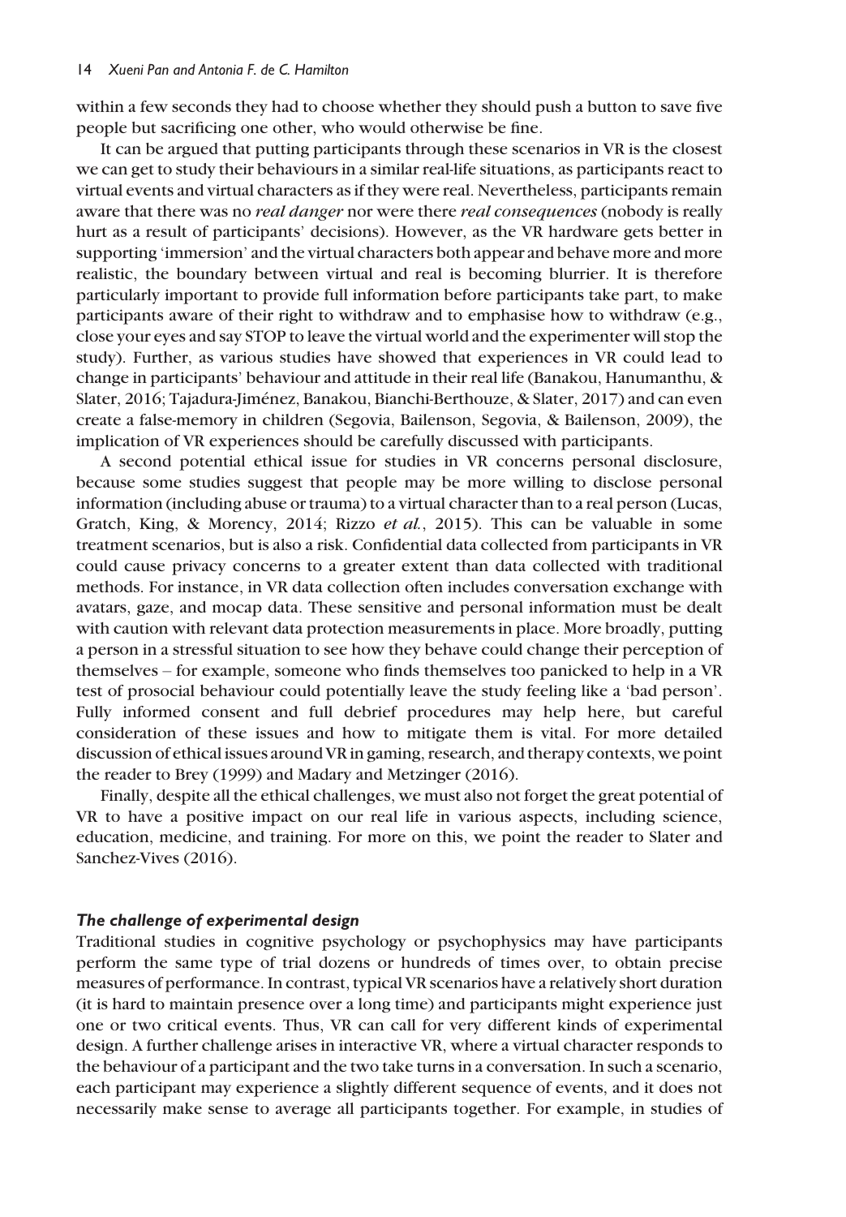within a few seconds they had to choose whether they should push a button to save five people but sacrificing one other, who would otherwise be fine.

It can be argued that putting participants through these scenarios in VR is the closest we can get to study their behaviours in a similar real-life situations, as participants react to virtual events and virtual characters as if they were real. Nevertheless, participants remain aware that there was no *real danger* nor were there *real consequences* (nobody is really hurt as a result of participants' decisions). However, as the VR hardware gets better in supporting 'immersion' and the virtual characters both appear and behave more and more realistic, the boundary between virtual and real is becoming blurrier. It is therefore particularly important to provide full information before participants take part, to make participants aware of their right to withdraw and to emphasise how to withdraw (e.g., close your eyes and say STOP to leave the virtual world and the experimenter will stop the study). Further, as various studies have showed that experiences in VR could lead to change in participants' behaviour and attitude in their real life (Banakou, Hanumanthu, & Slater, 2016; Tajadura-Jiménez, Banakou, Bianchi-Berthouze, & Slater, 2017) and can even create a false-memory in children (Segovia, Bailenson, Segovia, & Bailenson, 2009), the implication of VR experiences should be carefully discussed with participants.

A second potential ethical issue for studies in VR concerns personal disclosure, because some studies suggest that people may be more willing to disclose personal information (including abuse or trauma) to a virtual character than to a real person (Lucas, Gratch, King, & Morency, 2014; Rizzo *et al.*, 2015). This can be valuable in some treatment scenarios, but is also a risk. Confidential data collected from participants in VR could cause privacy concerns to a greater extent than data collected with traditional methods. For instance, in VR data collection often includes conversation exchange with avatars, gaze, and mocap data. These sensitive and personal information must be dealt with caution with relevant data protection measurements in place. More broadly, putting a person in a stressful situation to see how they behave could change their perception of themselves – for example, someone who finds themselves too panicked to help in a VR test of prosocial behaviour could potentially leave the study feeling like a 'bad person'. Fully informed consent and full debrief procedures may help here, but careful consideration of these issues and how to mitigate them is vital. For more detailed discussion of ethical issues around VR in gaming, research, and therapy contexts, we point the reader to Brey (1999) and Madary and Metzinger (2016).

Finally, despite all the ethical challenges, we must also not forget the great potential of VR to have a positive impact on our real life in various aspects, including science, education, medicine, and training. For more on this, we point the reader to Slater and Sanchez-Vives (2016).

### *The challenge of experimental design*

Traditional studies in cognitive psychology or psychophysics may have participants perform the same type of trial dozens or hundreds of times over, to obtain precise measures of performance. In contrast, typical VR scenarios have a relatively short duration (it is hard to maintain presence over a long time) and participants might experience just one or two critical events. Thus, VR can call for very different kinds of experimental design. A further challenge arises in interactive VR, where a virtual character responds to the behaviour of a participant and the two take turns in a conversation. In such a scenario, each participant may experience a slightly different sequence of events, and it does not necessarily make sense to average all participants together. For example, in studies of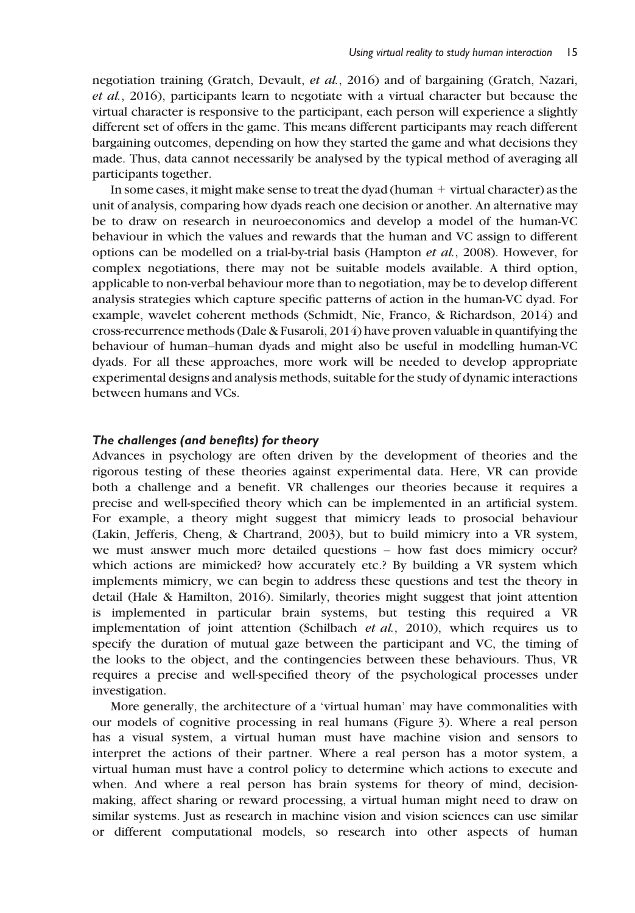negotiation training (Gratch, Devault, *et al.*, 2016) and of bargaining (Gratch, Nazari, *et al.*, 2016), participants learn to negotiate with a virtual character but because the virtual character is responsive to the participant, each person will experience a slightly different set of offers in the game. This means different participants may reach different bargaining outcomes, depending on how they started the game and what decisions they made. Thus, data cannot necessarily be analysed by the typical method of averaging all participants together.

In some cases, it might make sense to treat the dyad (human + virtual character) as the unit of analysis, comparing how dyads reach one decision or another. An alternative may be to draw on research in neuroeconomics and develop a model of the human-VC behaviour in which the values and rewards that the human and VC assign to different options can be modelled on a trial-by-trial basis (Hampton *et al.*, 2008). However, for complex negotiations, there may not be suitable models available. A third option, applicable to non-verbal behaviour more than to negotiation, may be to develop different analysis strategies which capture specific patterns of action in the human-VC dyad. For example, wavelet coherent methods (Schmidt, Nie, Franco, & Richardson, 2014) and cross-recurrence methods (Dale & Fusaroli, 2014) have proven valuable in quantifying the behaviour of human–human dyads and might also be useful in modelling human-VC dyads. For all these approaches, more work will be needed to develop appropriate experimental designs and analysis methods, suitable for the study of dynamic interactions between humans and VCs.

### *The challenges (and benefits) for theory*

Advances in psychology are often driven by the development of theories and the rigorous testing of these theories against experimental data. Here, VR can provide both a challenge and a benefit. VR challenges our theories because it requires a precise and well-specified theory which can be implemented in an artificial system. For example, a theory might suggest that mimicry leads to prosocial behaviour (Lakin, Jefferis, Cheng, & Chartrand, 2003), but to build mimicry into a VR system, we must answer much more detailed questions – how fast does mimicry occur? which actions are mimicked? how accurately etc.? By building a VR system which implements mimicry, we can begin to address these questions and test the theory in detail (Hale & Hamilton, 2016). Similarly, theories might suggest that joint attention is implemented in particular brain systems, but testing this required a VR implementation of joint attention (Schilbach *et al.*, 2010), which requires us to specify the duration of mutual gaze between the participant and VC, the timing of the looks to the object, and the contingencies between these behaviours. Thus, VR requires a precise and well-specified theory of the psychological processes under investigation.

More generally, the architecture of a 'virtual human' may have commonalities with our models of cognitive processing in real humans (Figure 3). Where a real person has a visual system, a virtual human must have machine vision and sensors to interpret the actions of their partner. Where a real person has a motor system, a virtual human must have a control policy to determine which actions to execute and when. And where a real person has brain systems for theory of mind, decision-making, affect sharing or reward processing, a virtual human might need to draw on similar systems. Just as research in machine vision and vision sciences can use similar or different computational models, so research into other aspects of human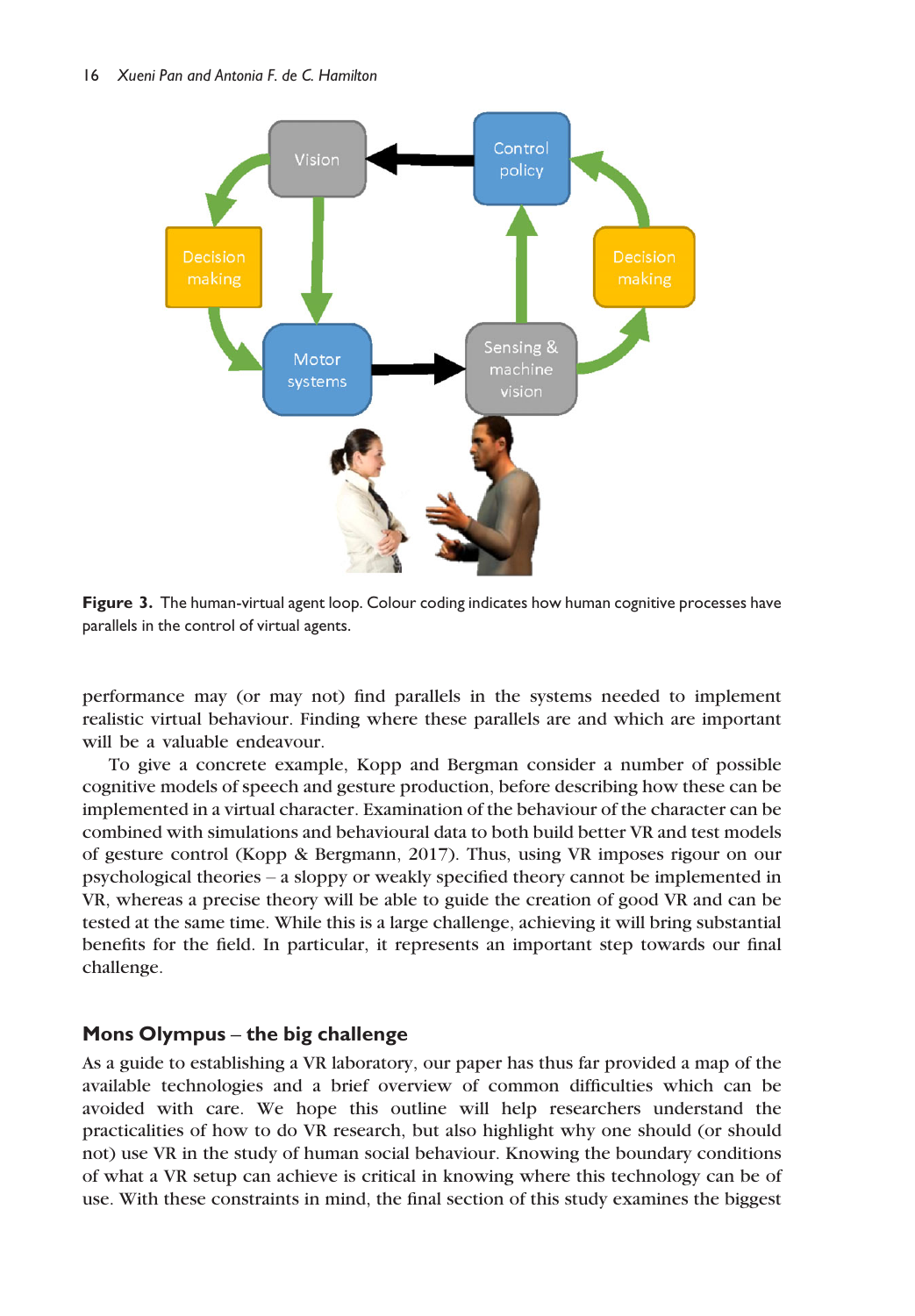Figure 3. The human-virtual agent loop. Colour coding indicates how human cognitive processes have parallels in the control of virtual agents.

performance may (or may not) find parallels in the systems needed to implement realistic virtual behaviour. Finding where these parallels are and which are important will be a valuable endeavour.

To give a concrete example, Kopp and Bergman consider a number of possible cognitive models of speech and gesture production, before describing how these can be implemented in a virtual character. Examination of the behaviour of the character can be combined with simulations and behavioural data to both build better VR and test models of gesture control (Kopp & Bergmann, 2017). Thus, using VR imposes rigour on our psychological theories – a sloppy or weakly specified theory cannot be implemented in VR, whereas a precise theory will be able to guide the creation of good VR and can be tested at the same time. While this is a large challenge, achieving it will bring substantial benefits for the field. In particular, it represents an important step towards our final challenge.

## Mons Olympus – the big challenge

As a guide to establishing a VR laboratory, our paper has thus far provided a map of the available technologies and a brief overview of common difficulties which can be avoided with care. We hope this outline will help researchers understand the practicalities of how to do VR research, but also highlight why one should (or should not) use VR in the study of human social behaviour. Knowing the boundary conditions of what a VR setup can achieve is critical in knowing where this technology can be of use. With these constraints in mind, the final section of this study examines the biggest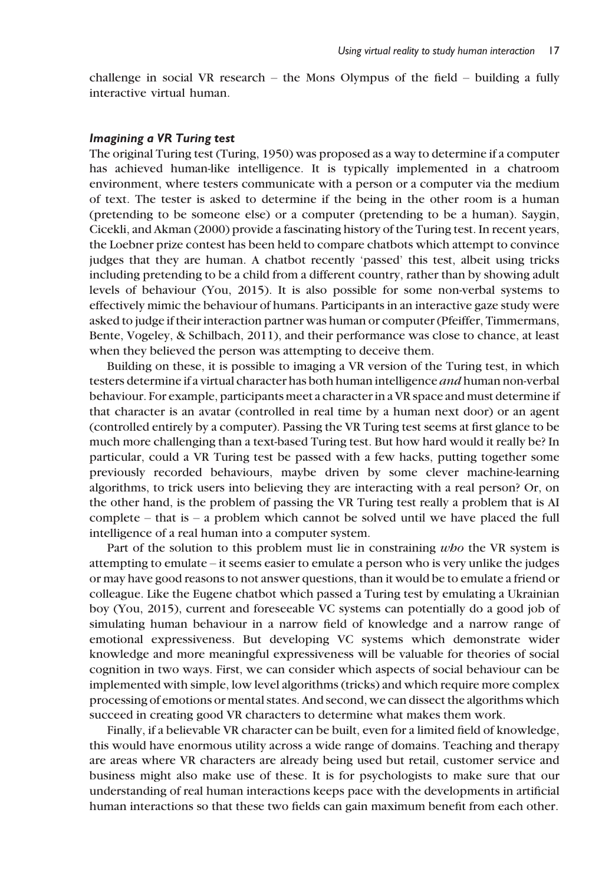challenge in social VR research – the Mons Olympus of the field – building a fully interactive virtual human.

### *Imagining a VR Turing test*

The original Turing test (Turing, 1950) was proposed as a way to determine if a computer has achieved human-like intelligence. It is typically implemented in a chatroom environment, where testers communicate with a person or a computer via the medium of text. The tester is asked to determine if the being in the other room is a human (pretending to be someone else) or a computer (pretending to be a human). Saygin, Cicekli, and Akman (2000) provide a fascinating history of the Turing test. In recent years, the Loebner prize contest has been held to compare chatbots which attempt to convince judges that they are human. A chatbot recently 'passed' this test, albeit using tricks including pretending to be a child from a different country, rather than by showing adult levels of behaviour (You, 2015). It is also possible for some non-verbal systems to effectively mimic the behaviour of humans. Participants in an interactive gaze study were asked to judge if their interaction partner was human or computer (Pfeiffer, Timmermans, Bente, Vogeley, & Schilbach, 2011), and their performance was close to chance, at least when they believed the person was attempting to deceive them.

Building on these, it is possible to imaging a VR version of the Turing test, in which testers determine if a virtual character has both human intelligence *and* human non-verbal behaviour. For example, participants meet a character in a VR space and must determine if that character is an avatar (controlled in real time by a human next door) or an agent (controlled entirely by a computer). Passing the VR Turing test seems at first glance to be much more challenging than a text-based Turing test. But how hard would it really be? In particular, could a VR Turing test be passed with a few hacks, putting together some previously recorded behaviours, maybe driven by some clever machine-learning algorithms, to trick users into believing they are interacting with a real person? Or, on the other hand, is the problem of passing the VR Turing test really a problem that is AI complete – that is – a problem which cannot be solved until we have placed the full intelligence of a real human into a computer system.

Part of the solution to this problem must lie in constraining *who* the VR system is attempting to emulate – it seems easier to emulate a person who is very unlike the judges or may have good reasons to not answer questions, than it would be to emulate a friend or colleague. Like the Eugene chatbot which passed a Turing test by emulating a Ukrainian boy (You, 2015), current and foreseeable VC systems can potentially do a good job of simulating human behaviour in a narrow field of knowledge and a narrow range of emotional expressiveness. But developing VC systems which demonstrate wider knowledge and more meaningful expressiveness will be valuable for theories of social cognition in two ways. First, we can consider which aspects of social behaviour can be implemented with simple, low level algorithms (tricks) and which require more complex processing of emotions or mental states. And second, we can dissect the algorithms which succeed in creating good VR characters to determine what makes them work.

Finally, if a believable VR character can be built, even for a limited field of knowledge, this would have enormous utility across a wide range of domains. Teaching and therapy are areas where VR characters are already being used but retail, customer service and business might also make use of these. It is for psychologists to make sure that our understanding of real human interactions keeps pace with the developments in artificial human interactions so that these two fields can gain maximum benefit from each other.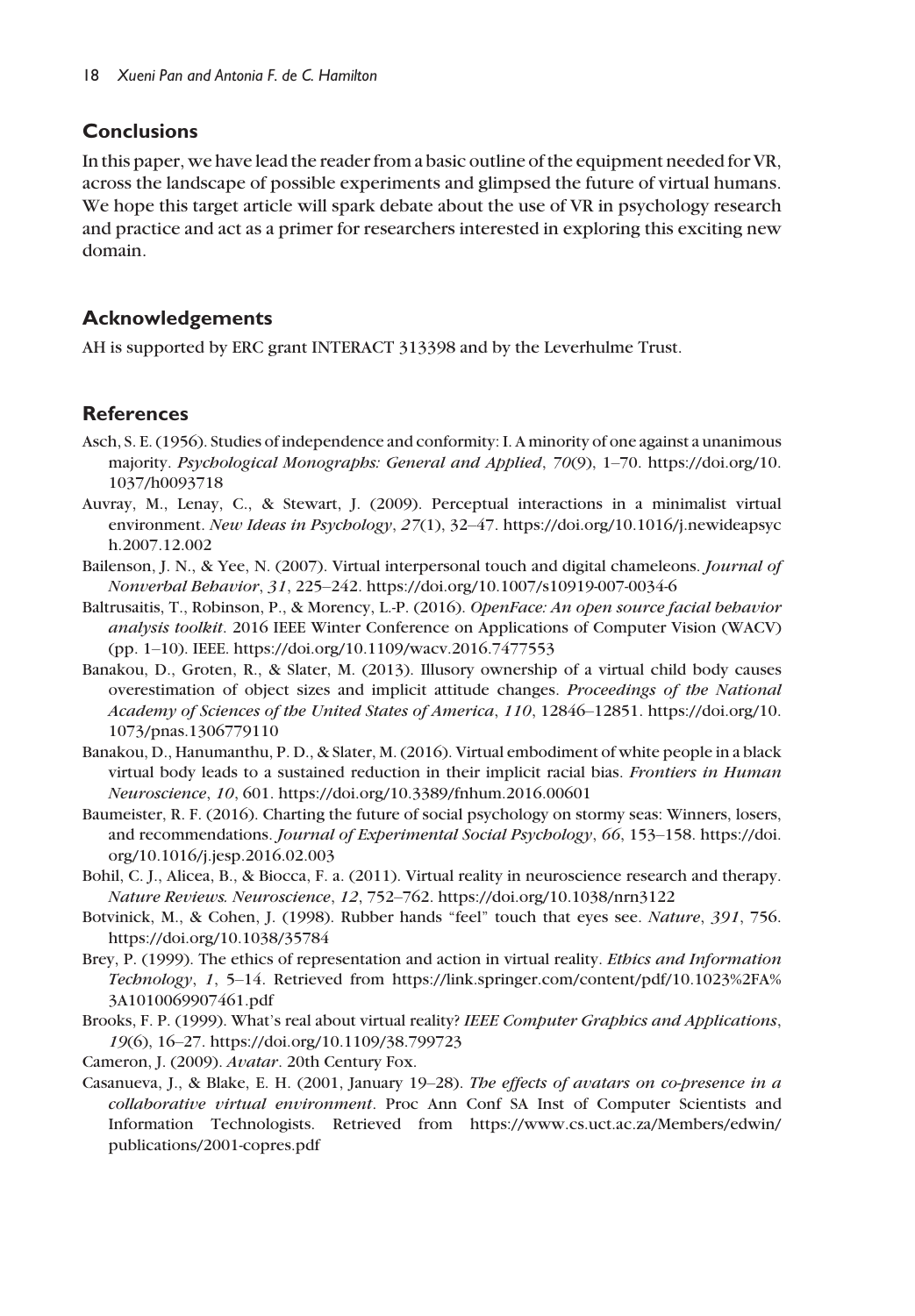## Conclusions

In this paper, we have lead the reader from a basic outline of the equipment needed for VR, across the landscape of possible experiments and glimpsed the future of virtual humans. We hope this target article will spark debate about the use of VR in psychology research and practice and act as a primer for researchers interested in exploring this exciting new domain.

## Acknowledgements

AH is supported by ERC grant INTERACT 313398 and by the Leverhulme Trust.

## References

Asch, S. E. (1956). Studies of independence and conformity: I. A minority of one against a unanimous majority. *Psychological Monographs: General and Applied*, *70*(9), 1–70. https://doi.org/10.1037/h0093718

Auvray, M., Lenay, C., & Stewart, J. (2009). Perceptual interactions in a minimalist virtual environment. *New Ideas in Psychology*, *27*(1), 32–47. https://doi.org/10.1016/j.newideapsych.2007.12.002

Bailenson, J. N., & Yee, N. (2007). Virtual interpersonal touch and digital chameleons. *Journal of Nonverbal Behavior*, *31*, 225–242. https://doi.org/10.1007/s10919-007-0034-6

Baltrusaitis, T., Robinson, P., & Morency, L.-P. (2016). *OpenFace: An open source facial behavior analysis toolkit*. 2016 IEEE Winter Conference on Applications of Computer Vision (WACV) (pp. 1–10). IEEE. https://doi.org/10.1109/wacv.2016.7477553

Banakou, D., Groten, R., & Slater, M. (2013). Illusory ownership of a virtual child body causes overestimation of object sizes and implicit attitude changes. *Proceedings of the National Academy of Sciences of the United States of America*, *110*, 12846–12851. https://doi.org/10.1073/pnas.1306779110

Banakou, D., Hanumanthu, P. D., & Slater, M. (2016). Virtual embodiment of white people in a black virtual body leads to a sustained reduction in their implicit racial bias. *Frontiers in Human Neuroscience*, *10*, 601. https://doi.org/10.3389/fnhum.2016.00601

Baumeister, R. F. (2016). Charting the future of social psychology on stormy seas: Winners, losers, and recommendations. *Journal of Experimental Social Psychology*, *66*, 153–158. https://doi.org/10.1016/j.jesp.2016.02.003

Bohil, C. J., Alicea, B., & Biocca, F. a. (2011). Virtual reality in neuroscience research and therapy. *Nature Reviews. Neuroscience*, *12*, 752–762. https://doi.org/10.1038/nrn3122

Botvinick, M., & Cohen, J. (1998). Rubber hands "feel" touch that eyes see. *Nature*, *391*, 756. https://doi.org/10.1038/35784

Brey, P. (1999). The ethics of representation and action in virtual reality. *Ethics and Information Technology*, *1*, 5–14. Retrieved from https://link.springer.com/content/pdf/10.1023%2FA%3A1010069907461.pdf

Brooks, F. P. (1999). What's real about virtual reality? *IEEE Computer Graphics and Applications*, *19*(6), 16–27. https://doi.org/10.1109/38.799723

Cameron, J. (2009). *Avatar*. 20th Century Fox.

Casanueva, J., & Blake, E. H. (2001, January 19–28). *The effects of avatars on co-presence in a collaborative virtual environment*. Proc Ann Conf SA Inst of Computer Scientists and Information Technologists. Retrieved from https://www.cs.uct.ac.za/Members/edwin/publications/2001-copres.pdf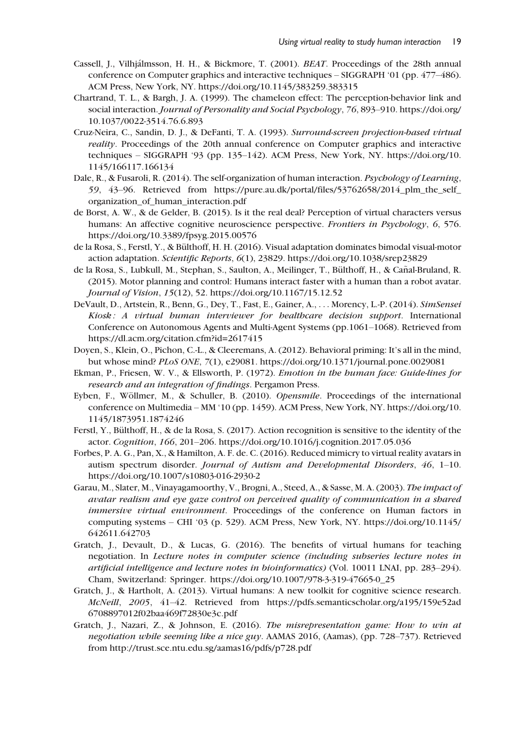Cassell, J., Vilhjálmsson, H. H., & Bickmore, T. (2001). *BEAT*. Proceedings of the 28th annual conference on Computer graphics and interactive techniques – SIGGRAPH '01 (pp. 477–486). ACM Press, New York, NY. https://doi.org/10.1145/383259.383315

Chartrand, T. L., & Bargh, J. A. (1999). The chameleon effect: The perception-behavior link and social interaction. *Journal of Personality and Social Psychology*, *76*, 893–910. https://doi.org/10.1037/0022-3514.76.6.893

Cruz-Neira, C., Sandin, D. J., & DeFanti, T. A. (1993). *Surround-screen projection-based virtual reality*. Proceedings of the 20th annual conference on Computer graphics and interactive techniques – SIGGRAPH '93 (pp. 135–142). ACM Press, New York, NY. https://doi.org/10.1145/166117.166134

Dale, R., & Fusaroli, R. (2014). The self-organization of human interaction. *Psychology of Learning*, *59*, 43–96. Retrieved from https://pure.au.dk/portal/files/53762658/2014_plm_the_self_organization_of_human_interaction.pdf

de Borst, A. W., & de Gelder, B. (2015). Is it the real deal? Perception of virtual characters versus humans: An affective cognitive neuroscience perspective. *Frontiers in Psychology*, *6*, 576. https://doi.org/10.3389/fpsyg.2015.00576

de la Rosa, S., Ferstl, Y., & Bülthoff, H. H. (2016). Visual adaptation dominates bimodal visual-motor action adaptation. *Scientific Reports*, *6*(1), 23829. https://doi.org/10.1038/srep23829

de la Rosa, S., Lubkull, M., Stephan, S., Saulton, A., Meilinger, T., Bülthoff, H., & Cañal-Bruland, R. (2015). Motor planning and control: Humans interact faster with a human than a robot avatar. *Journal of Vision*, *15*(12), 52. https://doi.org/10.1167/15.12.52

DeVault, D., Artstein, R., Benn, G., Dey, T., Fast, E., Gainer, A., . . . Morency, L.-P. (2014). *SimSensei Kiosk: A virtual human interviewer for healthcare decision support*. International Conference on Autonomous Agents and Multi-Agent Systems (pp.1061–1068). Retrieved from https://dl.acm.org/citation.cfm?id=2617415

Doyen, S., Klein, O., Pichon, C.-L., & Cleeremans, A. (2012). Behavioral priming: It's all in the mind, but whose mind? *PLoS ONE*, *7*(1), e29081. https://doi.org/10.1371/journal.pone.0029081

Ekman, P., Friesen, W. V., & Ellsworth, P. (1972). *Emotion in the human face: Guide-lines for research and an integration of findings*. Pergamon Press.

Eyben, F., Wöllmer, M., & Schuller, B. (2010). *Opensmile*. Proceedings of the international conference on Multimedia – MM '10 (pp. 1459). ACM Press, New York, NY. https://doi.org/10.1145/1873951.1874246

Ferstl, Y., Bülthoff, H., & de la Rosa, S. (2017). Action recognition is sensitive to the identity of the actor. *Cognition*, *166*, 201–206. https://doi.org/10.1016/j.cognition.2017.05.036

Forbes, P. A. G., Pan, X., & Hamilton, A. F. de. C. (2016). Reduced mimicry to virtual reality avatars in autism spectrum disorder. *Journal of Autism and Developmental Disorders*, *46*, 1–10. https://doi.org/10.1007/s10803-016-2930-2

Garau, M., Slater, M., Vinayagamoorthy, V., Brogni, A., Steed, A., & Sasse, M. A. (2003). *The impact of avatar realism and eye gaze control on perceived quality of communication in a shared immersive virtual environment*. Proceedings of the conference on Human factors in computing systems – CHI '03 (p. 529). ACM Press, New York, NY. https://doi.org/10.1145/642611.642703

Gratch, J., Devault, D., & Lucas, G. (2016). The benefits of virtual humans for teaching negotiation. In *Lecture notes in computer science (including subseries lecture notes in artificial intelligence and lecture notes in bioinformatics)* (Vol. 10011 LNAI, pp. 283–294). Cham, Switzerland: Springer. https://doi.org/10.1007/978-3-319-47665-0_25

Gratch, J., & Hartholt, A. (2013). Virtual humans: A new toolkit for cognitive science research. *McNeill*, *2005*, 41–42. Retrieved from https://pdfs.semanticscholar.org/a195/159e52ad6708897012f02baa469f72830e3c.pdf

Gratch, J., Nazari, Z., & Johnson, E. (2016). *The misrepresentation game: How to win at negotiation while seeming like a nice guy*. AAMAS 2016, (Aamas), (pp. 728–737). Retrieved from http://trust.sce.ntu.edu.sg/aamas16/pdfs/p728.pdf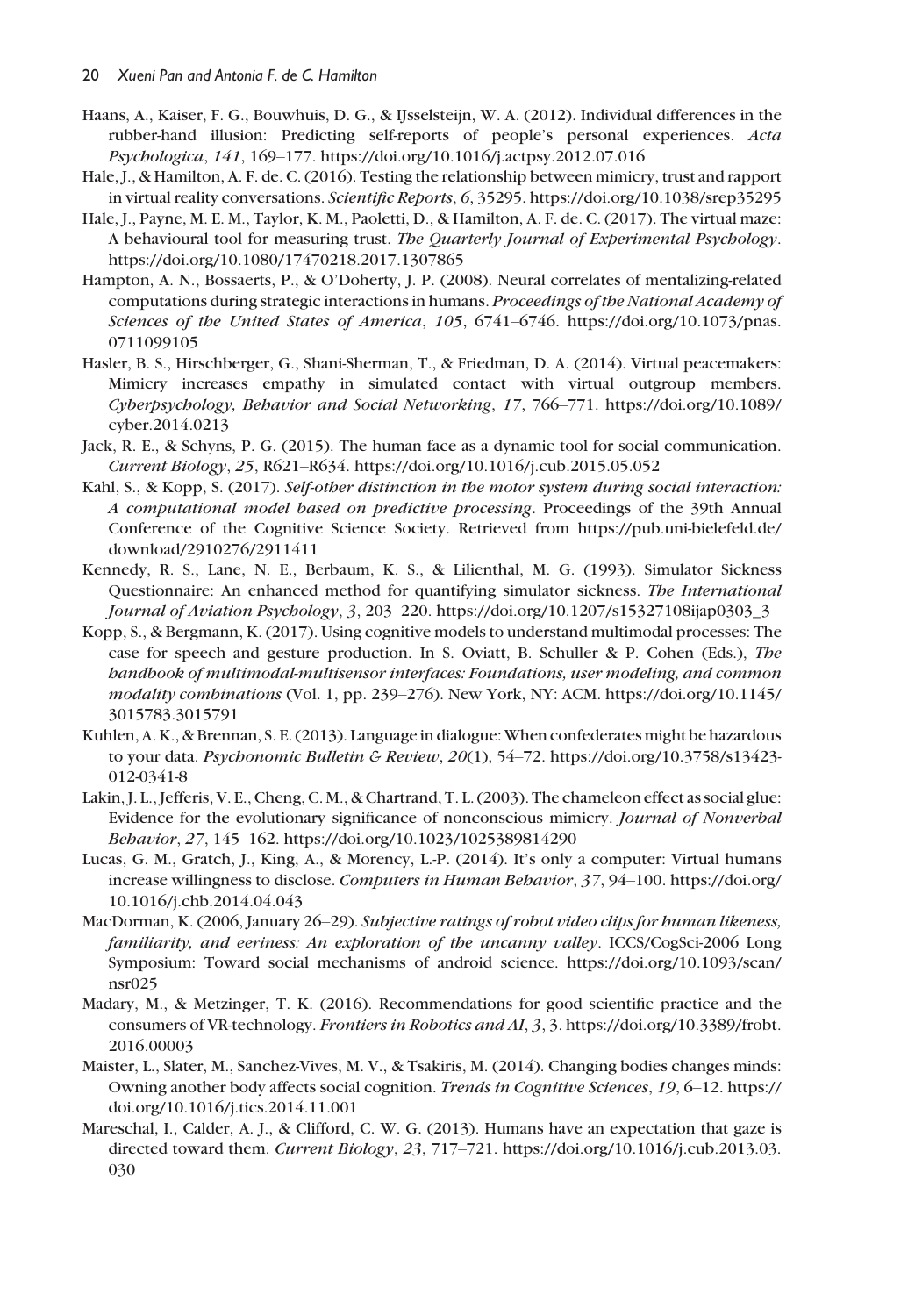Haans, A., Kaiser, F. G., Bouwhuis, D. G., & IJsselsteijn, W. A. (2012). Individual differences in the rubber-hand illusion: Predicting self-reports of people's personal experiences. *Acta Psychologica*, *141*, 169–177. https://doi.org/10.1016/j.actpsy.2012.07.016

Hale, J., & Hamilton, A. F. de. C. (2016). Testing the relationship between mimicry, trust and rapport in virtual reality conversations. *Scientific Reports*, *6*, 35295. https://doi.org/10.1038/srep35295

Hale, J., Payne, M. E. M., Taylor, K. M., Paoletti, D., & Hamilton, A. F. de. C. (2017). The virtual maze: A behavioural tool for measuring trust. *The Quarterly Journal of Experimental Psychology*. https://doi.org/10.1080/17470218.2017.1307865

Hampton, A. N., Bossaerts, P., & O'Doherty, J. P. (2008). Neural correlates of mentalizing-related computations during strategic interactions in humans. *Proceedings of the National Academy of Sciences of the United States of America*, *105*, 6741–6746. https://doi.org/10.1073/pnas.0711099105

Hasler, B. S., Hirschberger, G., Shani-Sherman, T., & Friedman, D. A. (2014). Virtual peacemakers: Mimicry increases empathy in simulated contact with virtual outgroup members. *Cyberpsychology, Behavior and Social Networking*, *17*, 766–771. https://doi.org/10.1089/cyber.2014.0213

Jack, R. E., & Schyns, P. G. (2015). The human face as a dynamic tool for social communication. *Current Biology*, *25*, R621–R634. https://doi.org/10.1016/j.cub.2015.05.052

Kahl, S., & Kopp, S. (2017). *Self-other distinction in the motor system during social interaction: A computational model based on predictive processing*. Proceedings of the 39th Annual Conference of the Cognitive Science Society. Retrieved from https://pub.uni-bielefeld.de/download/2910276/2911411

Kennedy, R. S., Lane, N. E., Berbaum, K. S., & Lilienthal, M. G. (1993). Simulator Sickness Questionnaire: An enhanced method for quantifying simulator sickness. *The International Journal of Aviation Psychology*, *3*, 203–220. https://doi.org/10.1207/s15327108ijap0303_3

Kopp, S., & Bergmann, K. (2017). Using cognitive models to understand multimodal processes: The case for speech and gesture production. In S. Oviatt, B. Schuller & P. Cohen (Eds.), *The handbook of multimodal-multisensor interfaces: Foundations, user modeling, and common modality combinations* (Vol. 1, pp. 239–276). New York, NY: ACM. https://doi.org/10.1145/3015783.3015791

Kuhlen, A. K., & Brennan, S. E. (2013). Language in dialogue: When confederates might be hazardous to your data. *Psychonomic Bulletin & Review*, *20*(1), 54–72. https://doi.org/10.3758/s13423-012-0341-8

Lakin, J. L., Jefferis, V. E., Cheng, C. M., & Chartrand, T. L. (2003). The chameleon effect as social glue: Evidence for the evolutionary significance of nonconscious mimicry. *Journal of Nonverbal Behavior*, *27*, 145–162. https://doi.org/10.1023/1025389814290

Lucas, G. M., Gratch, J., King, A., & Morency, L.-P. (2014). It's only a computer: Virtual humans increase willingness to disclose. *Computers in Human Behavior*, *37*, 94–100. https://doi.org/10.1016/j.chb.2014.04.043

MacDorman, K. (2006, January 26–29). *Subjective ratings of robot video clips for human likeness, familiarity, and eeriness: An exploration of the uncanny valley*. ICCS/CogSci-2006 Long Symposium: Toward social mechanisms of android science. https://doi.org/10.1093/scan/nsr025

Madary, M., & Metzinger, T. K. (2016). Recommendations for good scientific practice and the consumers of VR-technology. *Frontiers in Robotics and AI*, *3*, 3. https://doi.org/10.3389/frobt.2016.00003

Maister, L., Slater, M., Sanchez-Vives, M. V., & Tsakiris, M. (2014). Changing bodies changes minds: Owning another body affects social cognition. *Trends in Cognitive Sciences*, *19*, 6–12. https://doi.org/10.1016/j.tics.2014.11.001

Mareschal, I., Calder, A. J., & Clifford, C. W. G. (2013). Humans have an expectation that gaze is directed toward them. *Current Biology*, *23*, 717–721. https://doi.org/10.1016/j.cub.2013.03.030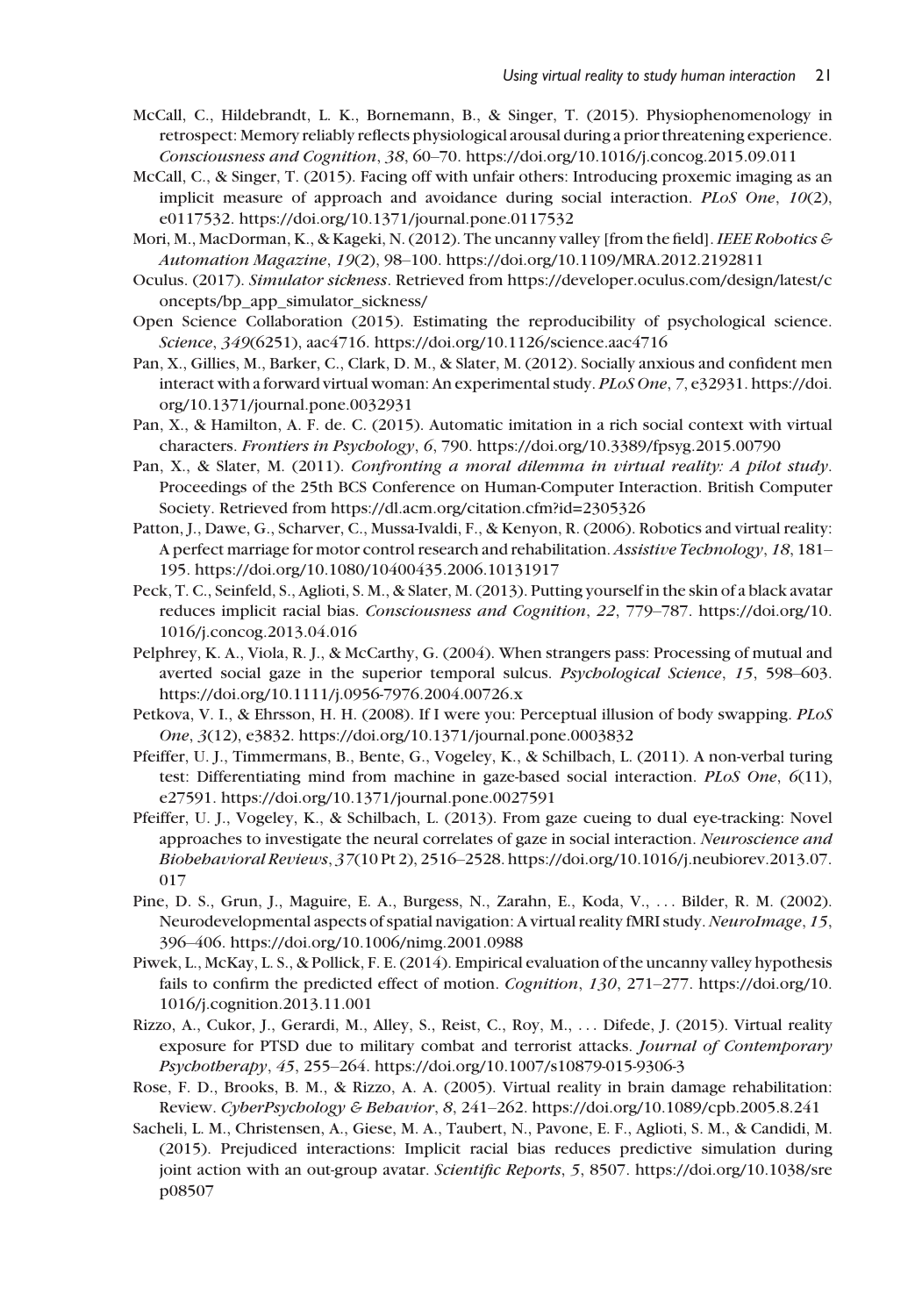McCall, C., Hildebrandt, L. K., Bornemann, B., & Singer, T. (2015). Physiophenomenology in retrospect: Memory reliably reflects physiological arousal during a prior threatening experience. *Consciousness and Cognition*, *38*, 60–70. https://doi.org/10.1016/j.concog.2015.09.011

McCall, C., & Singer, T. (2015). Facing off with unfair others: Introducing proxemic imaging as an implicit measure of approach and avoidance during social interaction. *PLoS One*, *10*(2), e0117532. https://doi.org/10.1371/journal.pone.0117532

Mori, M., MacDorman, K., & Kageki, N. (2012). The uncanny valley [from the field]. *IEEE Robotics & Automation Magazine*, *19*(2), 98–100. https://doi.org/10.1109/MRA.2012.2192811

Oculus. (2017). *Simulator sickness*. Retrieved from https://developer.oculus.com/design/latest/concepts/bp_app_simulator_sickness/

Open Science Collaboration (2015). Estimating the reproducibility of psychological science. *Science*, *349*(6251), aac4716. https://doi.org/10.1126/science.aac4716

Pan, X., Gillies, M., Barker, C., Clark, D. M., & Slater, M. (2012). Socially anxious and confident men interact with a forward virtual woman: An experimental study. *PLoS One*, *7*, e32931. https://doi.org/10.1371/journal.pone.0032931

Pan, X., & Hamilton, A. F. de. C. (2015). Automatic imitation in a rich social context with virtual characters. *Frontiers in Psychology*, *6*, 790. https://doi.org/10.3389/fpsyg.2015.00790

Pan, X., & Slater, M. (2011). *Confronting a moral dilemma in virtual reality: A pilot study*. Proceedings of the 25th BCS Conference on Human-Computer Interaction. British Computer Society. Retrieved from https://dl.acm.org/citation.cfm?id=2305326

Patton, J., Dawe, G., Scharver, C., Mussa-Ivaldi, F., & Kenyon, R. (2006). Robotics and virtual reality: A perfect marriage for motor control research and rehabilitation. *Assistive Technology*, *18*, 181–195. https://doi.org/10.1080/10400435.2006.10131917

Peck, T. C., Seinfeld, S., Aglioti, S. M., & Slater, M. (2013). Putting yourself in the skin of a black avatar reduces implicit racial bias. *Consciousness and Cognition*, *22*, 779–787. https://doi.org/10.1016/j.concog.2013.04.016

Pelphrey, K. A., Viola, R. J., & McCarthy, G. (2004). When strangers pass: Processing of mutual and averted social gaze in the superior temporal sulcus. *Psychological Science*, *15*, 598–603. https://doi.org/10.1111/j.0956-7976.2004.00726.x

Petkova, V. I., & Ehrsson, H. H. (2008). If I were you: Perceptual illusion of body swapping. *PLoS One*, *3*(12), e3832. https://doi.org/10.1371/journal.pone.0003832

Pfeiffer, U. J., Timmermans, B., Bente, G., Vogeley, K., & Schilbach, L. (2011). A non-verbal turing test: Differentiating mind from machine in gaze-based social interaction. *PLoS One*, *6*(11), e27591. https://doi.org/10.1371/journal.pone.0027591

Pfeiffer, U. J., Vogeley, K., & Schilbach, L. (2013). From gaze cueing to dual eye-tracking: Novel approaches to investigate the neural correlates of gaze in social interaction. *Neuroscience and Biobehavioral Reviews*, *37*(10 Pt 2), 2516–2528. https://doi.org/10.1016/j.neubiorev.2013.07.017

Pine, D. S., Grun, J., Maguire, E. A., Burgess, N., Zarahn, E., Koda, V., . . . Bilder, R. M. (2002). Neurodevelopmental aspects of spatial navigation: A virtual reality fMRI study. *NeuroImage*, *15*, 396–406. https://doi.org/10.1006/nimg.2001.0988

Piwek, L., McKay, L. S., & Pollick, F. E. (2014). Empirical evaluation of the uncanny valley hypothesis fails to confirm the predicted effect of motion. *Cognition*, *130*, 271–277. https://doi.org/10.1016/j.cognition.2013.11.001

Rizzo, A., Cukor, J., Gerardi, M., Alley, S., Reist, C., Roy, M., . . . Difede, J. (2015). Virtual reality exposure for PTSD due to military combat and terrorist attacks. *Journal of Contemporary Psychotherapy*, *45*, 255–264. https://doi.org/10.1007/s10879-015-9306-3

Rose, F. D., Brooks, B. M., & Rizzo, A. A. (2005). Virtual reality in brain damage rehabilitation: Review. *CyberPsychology & Behavior*, *8*, 241–262. https://doi.org/10.1089/cpb.2005.8.241

Sacheli, L. M., Christensen, A., Giese, M. A., Taubert, N., Pavone, E. F., Aglioti, S. M., & Candidi, M. (2015). Prejudiced interactions: Implicit racial bias reduces predictive simulation during joint action with an out-group avatar. *Scientific Reports*, *5*, 8507. https://doi.org/10.1038/srep08507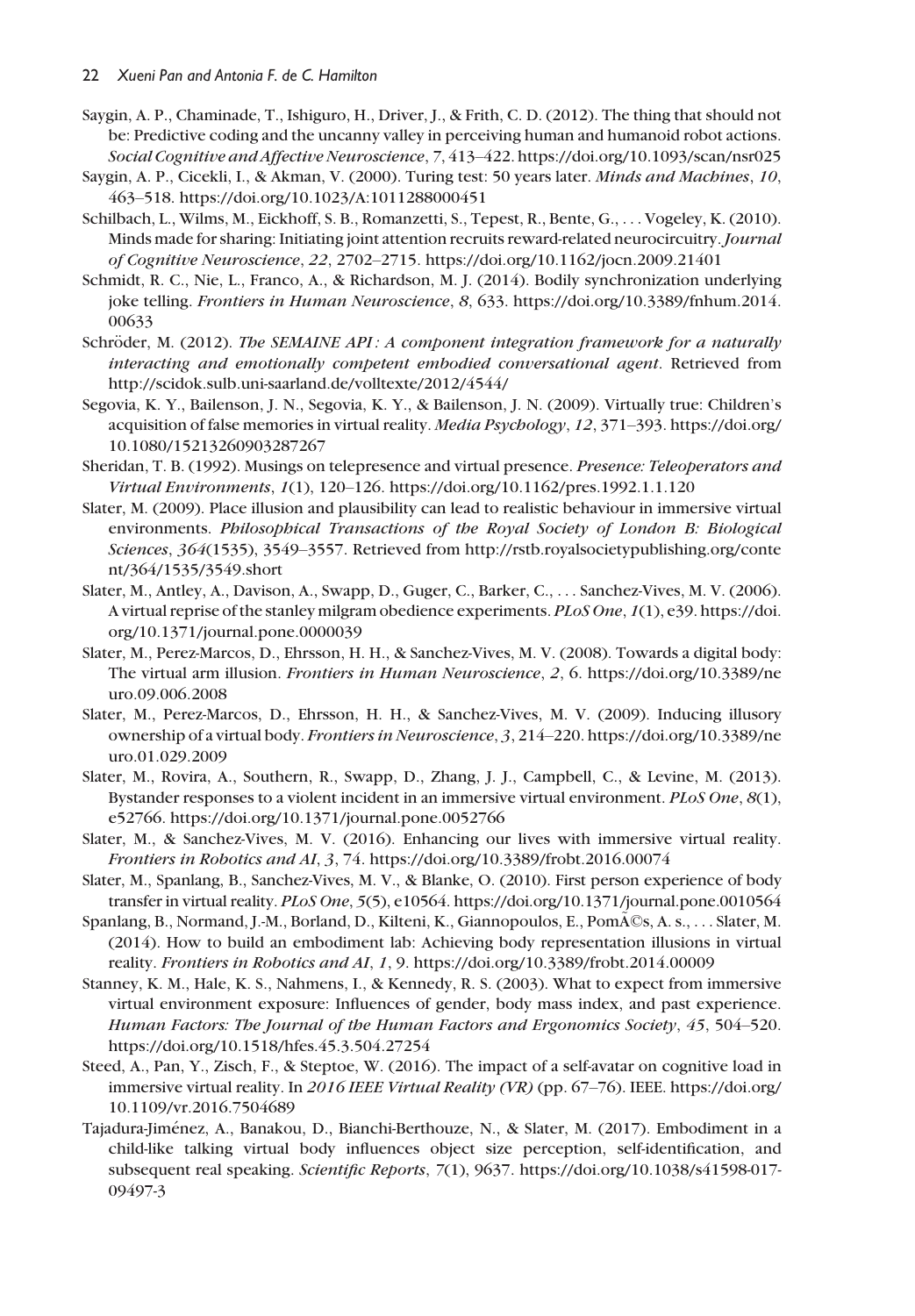Saygin, A. P., Chaminade, T., Ishiguro, H., Driver, J., & Frith, C. D. (2012). The thing that should not be: Predictive coding and the uncanny valley in perceiving human and humanoid robot actions. *Social Cognitive and Affective Neuroscience*, *7*, 413–422. https://doi.org/10.1093/scan/nsr025

Saygin, A. P., Cicekli, I., & Akman, V. (2000). Turing test: 50 years later. *Minds and Machines*, *10*, 463–518. https://doi.org/10.1023/A:1011288000451

Schilbach, L., Wilms, M., Eickhoff, S. B., Romanzetti, S., Tepest, R., Bente, G., . . . Vogeley, K. (2010). Minds made for sharing: Initiating joint attention recruits reward-related neurocircuitry. *Journal of Cognitive Neuroscience*, *22*, 2702–2715. https://doi.org/10.1162/jocn.2009.21401

Schmidt, R. C., Nie, L., Franco, A., & Richardson, M. J. (2014). Bodily synchronization underlying joke telling. *Frontiers in Human Neuroscience*, *8*, 633. https://doi.org/10.3389/fnhum.2014.00633

Schröder, M. (2012). *The SEMAINE API : A component integration framework for a naturally interacting and emotionally competent embodied conversational agent*. Retrieved from http://scidok.sulb.uni-saarland.de/volltexte/2012/4544/

Segovia, K. Y., Bailenson, J. N., Segovia, K. Y., & Bailenson, J. N. (2009). Virtually true: Children's acquisition of false memories in virtual reality. *Media Psychology*, *12*, 371–393. https://doi.org/10.1080/15213260903287267

Sheridan, T. B. (1992). Musings on telepresence and virtual presence. *Presence: Teleoperators and Virtual Environments*, *1*(1), 120–126. https://doi.org/10.1162/pres.1992.1.1.120

Slater, M. (2009). Place illusion and plausibility can lead to realistic behaviour in immersive virtual environments. *Philosophical Transactions of the Royal Society of London B: Biological Sciences*, *364*(1535), 3549–3557. Retrieved from http://rstb.royalsocietypublishing.org/content/364/1535/3549.short

Slater, M., Antley, A., Davison, A., Swapp, D., Guger, C., Barker, C., . . . Sanchez-Vives, M. V. (2006). A virtual reprise of the stanley milgram obedience experiments. *PLoS One*, *1*(1), e39. https://doi.org/10.1371/journal.pone.0000039

Slater, M., Perez-Marcos, D., Ehrsson, H. H., & Sanchez-Vives, M. V. (2008). Towards a digital body: The virtual arm illusion. *Frontiers in Human Neuroscience*, *2*, 6. https://doi.org/10.3389/neuro.09.006.2008

Slater, M., Perez-Marcos, D., Ehrsson, H. H., & Sanchez-Vives, M. V. (2009). Inducing illusory ownership of a virtual body. *Frontiers in Neuroscience*, *3*, 214–220. https://doi.org/10.3389/neuro.01.029.2009

Slater, M., Rovira, A., Southern, R., Swapp, D., Zhang, J. J., Campbell, C., & Levine, M. (2013). Bystander responses to a violent incident in an immersive virtual environment. *PLoS One*, *8*(1), e52766. https://doi.org/10.1371/journal.pone.0052766

Slater, M., & Sanchez-Vives, M. V. (2016). Enhancing our lives with immersive virtual reality. *Frontiers in Robotics and AI*, *3*, 74. https://doi.org/10.3389/frobt.2016.00074

Slater, M., Spanlang, B., Sanchez-Vives, M. V., & Blanke, O. (2010). First person experience of body transfer in virtual reality. *PLoS One*, *5*(5), e10564. https://doi.org/10.1371/journal.pone.0010564

Spanlang, B., Normand, J.-M., Borland, D., Kilteni, K., Giannopoulos, E., PomÃ©s, A. s., . . . Slater, M. (2014). How to build an embodiment lab: Achieving body representation illusions in virtual reality. *Frontiers in Robotics and AI*, *1*, 9. https://doi.org/10.3389/frobt.2014.00009

Stanney, K. M., Hale, K. S., Nahmens, I., & Kennedy, R. S. (2003). What to expect from immersive virtual environment exposure: Influences of gender, body mass index, and past experience. *Human Factors: The Journal of the Human Factors and Ergonomics Society*, *45*, 504–520. https://doi.org/10.1518/hfes.45.3.504.27254

Steed, A., Pan, Y., Zisch, F., & Steptoe, W. (2016). The impact of a self-avatar on cognitive load in immersive virtual reality. In *2016 IEEE Virtual Reality (VR)* (pp. 67–76). IEEE. https://doi.org/10.1109/vr.2016.7504689

Tajadura-Jiménez, A., Banakou, D., Bianchi-Berthouze, N., & Slater, M. (2017). Embodiment in a child-like talking virtual body influences object size perception, self-identification, and subsequent real speaking. *Scientific Reports*, *7*(1), 9637. https://doi.org/10.1038/s41598-017-09497-3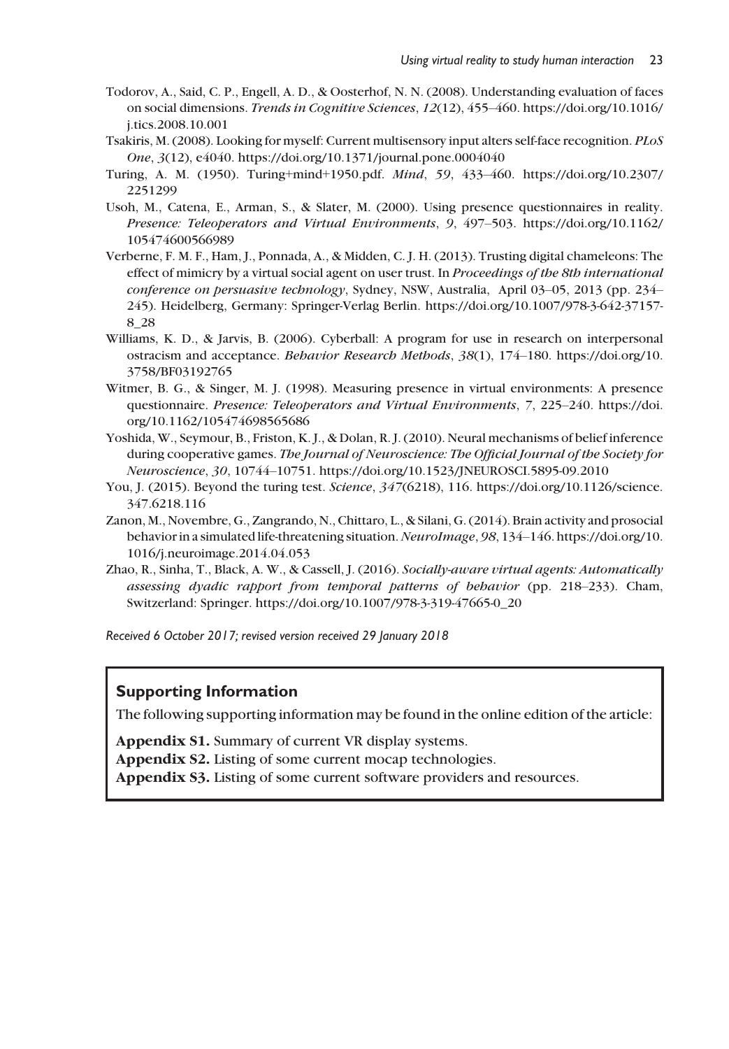Todorov, A., Said, C. P., Engell, A. D., & Oosterhof, N. N. (2008). Understanding evaluation of faces on social dimensions. *Trends in Cognitive Sciences*, *12*(12), 455–460. https://doi.org/10.1016/j.tics.2008.10.001

Tsakiris, M. (2008). Looking for myself: Current multisensory input alters self-face recognition. *PLoS One*, *3*(12), e4040. https://doi.org/10.1371/journal.pone.0004040

Turing, A. M. (1950). Turing+mind+1950.pdf. *Mind*, *59*, 433–460. https://doi.org/10.2307/2251299

Usoh, M., Catena, E., Arman, S., & Slater, M. (2000). Using presence questionnaires in reality. *Presence: Teleoperators and Virtual Environments*, *9*, 497–503. https://doi.org/10.1162/105474600566989

Verberne, F. M. F., Ham, J., Ponnada, A., & Midden, C. J. H. (2013). Trusting digital chameleons: The effect of mimicry by a virtual social agent on user trust. In *Proceedings of the 8th international conference on persuasive technology*, Sydney, NSW, Australia, April 03–05, 2013 (pp. 234–245). Heidelberg, Germany: Springer-Verlag Berlin. https://doi.org/10.1007/978-3-642-37157-8_28

Williams, K. D., & Jarvis, B. (2006). Cyberball: A program for use in research on interpersonal ostracism and acceptance. *Behavior Research Methods*, *38*(1), 174–180. https://doi.org/10.3758/BF03192765

Witmer, B. G., & Singer, M. J. (1998). Measuring presence in virtual environments: A presence questionnaire. *Presence: Teleoperators and Virtual Environments*, *7*, 225–240. https://doi.org/10.1162/105474698565686

Yoshida, W., Seymour, B., Friston, K. J., & Dolan, R. J. (2010). Neural mechanisms of belief inference during cooperative games. *The Journal of Neuroscience: The Official Journal of the Society for Neuroscience*, *30*, 10744–10751. https://doi.org/10.1523/JNEUROSCI.5895-09.2010

You, J. (2015). Beyond the turing test. *Science*, *347*(6218), 116. https://doi.org/10.1126/science.347.6218.116

Zanon, M., Novembre, G., Zangrando, N., Chittaro, L., & Silani, G. (2014). Brain activity and prosocial behavior in a simulated life-threatening situation. *NeuroImage*, *98*, 134–146. https://doi.org/10.1016/j.neuroimage.2014.04.053

Zhao, R., Sinha, T., Black, A. W., & Cassell, J. (2016). *Socially-aware virtual agents: Automatically assessing dyadic rapport from temporal patterns of behavior* (pp. 218–233). Cham, Switzerland: Springer. https://doi.org/10.1007/978-3-319-47665-0_20

*Received 6 October 2017; revised version received 29 January 2018*

## Supporting Information

The following supporting information may be found in the online edition of the article:

**Appendix S1.** Summary of current VR display systems.

**Appendix S2.** Listing of some current mocap technologies.

**Appendix S3.** Listing of some current software providers and resources.